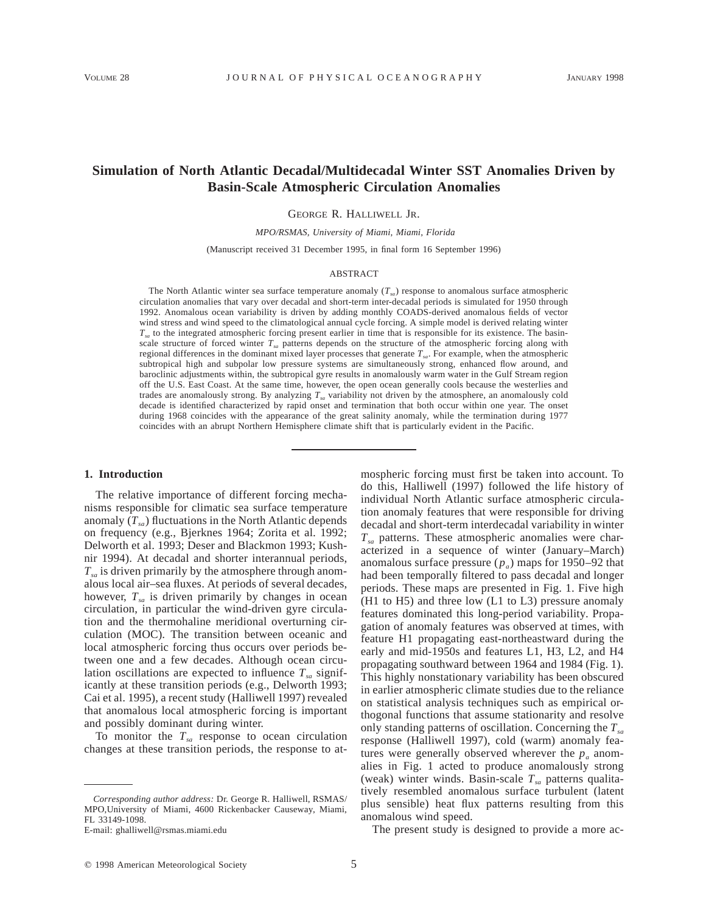# Simulation of North Atlantic Decadal/Multidecadal Winter SST Anomalies Driven by Basin-Scale Atmospheric Circulation Anomalies

GEORGE R. HALLIWELL JR.

*MPO/RSMAS, University of Miami, Miami, Florida*

(Manuscript received 31 December 1995, in final form 16 September 1996)

## ABSTRACT

The North Atlantic winter sea surface temperature anomaly ($T_{sa}$) response to anomalous surface atmospheric circulation anomalies that vary over decadal and short-term inter-decadal periods is simulated for 1950 through 1992. Anomalous ocean variability is driven by adding monthly COADS-derived anomalous fields of vector wind stress and wind speed to the climatological annual cycle forcing. A simple model is derived relating winter $T_{sa}$ to the integrated atmospheric forcing present earlier in time that is responsible for its existence. The basin-scale structure of forced winter $T_{sa}$ patterns depends on the structure of the atmospheric forcing along with regional differences in the dominant mixed layer processes that generate $T_{sa}$. For example, when the atmospheric subtropical high and subpolar low pressure systems are simultaneously strong, enhanced flow around, and baroclinic adjustments within, the subtropical gyre results in anomalously warm water in the Gulf Stream region off the U.S. East Coast. At the same time, however, the open ocean generally cools because the westerlies and trades are anomalously strong. By analyzing $T_{sa}$ variability not driven by the atmosphere, an anomalously cold decade is identified characterized by rapid onset and termination that both occur within one year. The onset during 1968 coincides with the appearance of the great salinity anomaly, while the termination during 1977 coincides with an abrupt Northern Hemisphere climate shift that is particularly evident in the Pacific.

## 1. Introduction

The relative importance of different forcing mechanisms responsible for climatic sea surface temperature anomaly ($T_{sa}$) fluctuations in the North Atlantic depends on frequency (e.g., Bjerknes 1964; Zorita et al. 1992; Delworth et al. 1993; Deser and Blackmon 1993; Kushnir 1994). At decadal and shorter interannual periods, $T_{sa}$ is driven primarily by the atmosphere through anomalous local air–sea fluxes. At periods of several decades, however, $T_{sa}$ is driven primarily by changes in ocean circulation, in particular the wind-driven gyre circulation and the thermohaline meridional overturning circulation (MOC). The transition between oceanic and local atmospheric forcing thus occurs over periods between one and a few decades. Although ocean circulation oscillations are expected to influence $T_{sa}$ significantly at these transition periods (e.g., Delworth 1993; Cai et al. 1995), a recent study (Halliwell 1997) revealed that anomalous local atmospheric forcing is important and possibly dominant during winter.

To monitor the $T_{sa}$ response to ocean circulation changes at these transition periods, the response to atmospheric forcing must first be taken into account. To do this, Halliwell (1997) followed the life history of individual North Atlantic surface atmospheric circulation anomaly features that were responsible for driving decadal and short-term interdecadal variability in winter $T_{sa}$ patterns. These atmospheric anomalies were characterized in a sequence of winter (January–March) anomalous surface pressure ($p_a$) maps for 1950–92 that had been temporally filtered to pass decadal and longer periods. These maps are presented in Fig. 1. Five high (H1 to H5) and three low (L1 to L3) pressure anomaly features dominated this long-period variability. Propagation of anomaly features was observed at times, with feature H1 propagating east-northeastward during the early and mid-1950s and features L1, H3, L2, and H4 propagating southward between 1964 and 1984 (Fig. 1). This highly nonstationary variability has been obscured in earlier atmospheric climate studies due to the reliance on statistical analysis techniques such as empirical orthogonal functions that assume stationarity and resolve only standing patterns of oscillation. Concerning the $T_{sa}$ response (Halliwell 1997), cold (warm) anomaly features were generally observed wherever the $p_a$ anomalies in Fig. 1 acted to produce anomalously strong (weak) winter winds. Basin-scale $T_{sa}$ patterns qualitatively resembled anomalous surface turbulent (latent plus sensible) heat flux patterns resulting from this anomalous wind speed.

The present study is designed to provide a more ac-

---

*Corresponding author address:* Dr. George R. Halliwell, RSMAS/MPO,University of Miami, 4600 Rickenbacker Causeway, Miami, FL 33149-1098.
E-mail: ghalliwell@rsmas.miami.edu

© 1998 American Meteorological Society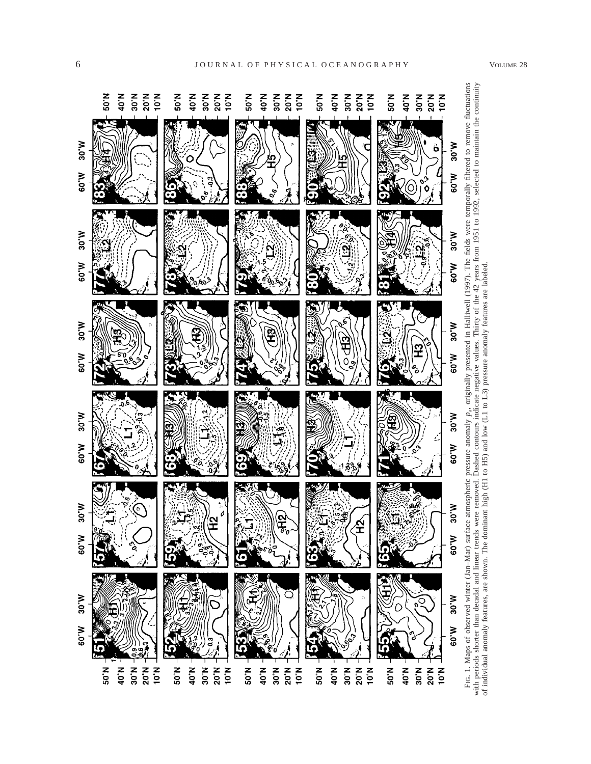FIG. 1. Maps of observed winter (Jan–Mar) surface atmospheric pressure anomaly $p_a$, originally presented in Halliwell (1997). The fields were temporally filtered to remove fluctuations with periods shorter than decadal and linear trends were removed. Dashed contours indicate negative values. Thirty of the 42 years from 1951 to 1992, selected to maintain the continuity of individual anomaly features, are shown. The dominant high (H1 to H5) and low (L1 to L3) pressure anomaly features are labeled.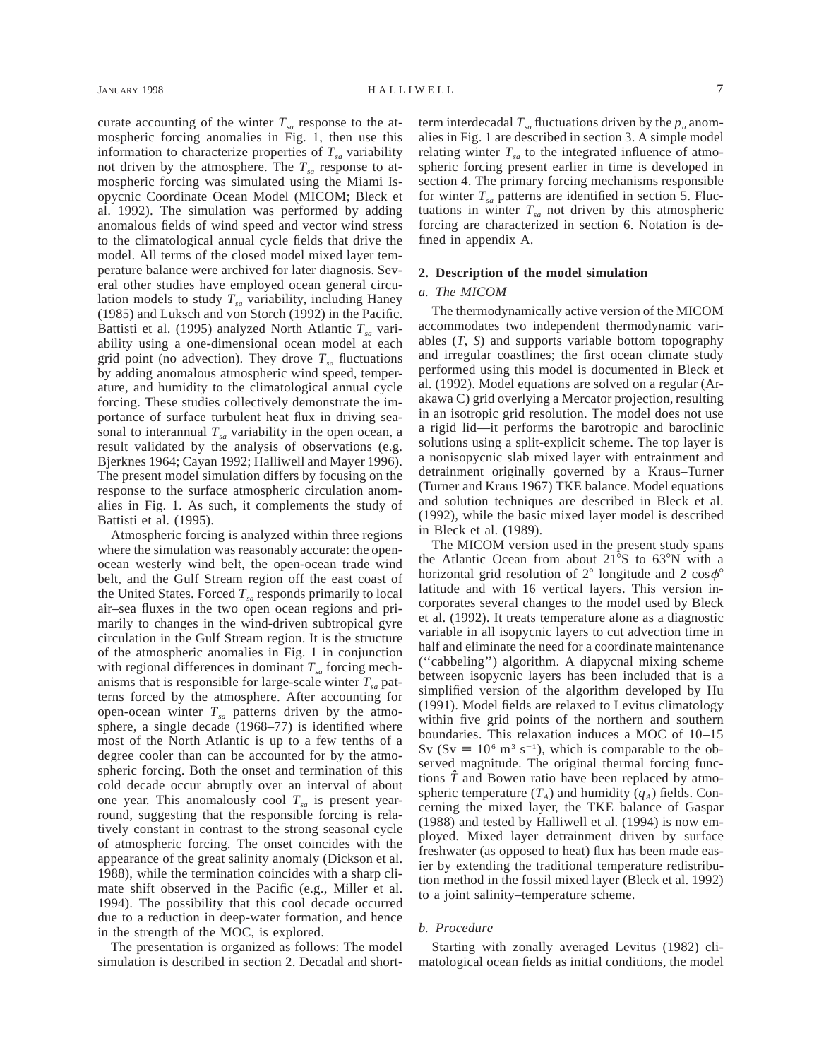curate accounting of the winter $T_{sa}$ response to the atmospheric forcing anomalies in Fig. 1, then use this information to characterize properties of $T_{sa}$ variability not driven by the atmosphere. The $T_{sa}$ response to atmospheric forcing was simulated using the Miami Isopycnic Coordinate Ocean Model (MICOM; Bleck et al. 1992). The simulation was performed by adding anomalous fields of wind speed and vector wind stress to the climatological annual cycle fields that drive the model. All terms of the closed model mixed layer temperature balance were archived for later diagnosis. Several other studies have employed ocean general circulation models to study $T_{sa}$ variability, including Haney (1985) and Luksch and von Storch (1992) in the Pacific. Battisti et al. (1995) analyzed North Atlantic $T_{sa}$ variability using a one-dimensional ocean model at each grid point (no advection). They drove $T_{sa}$ fluctuations by adding anomalous atmospheric wind speed, temperature, and humidity to the climatological annual cycle forcing. These studies collectively demonstrate the importance of surface turbulent heat flux in driving seasonal to interannual $T_{sa}$ variability in the open ocean, a result validated by the analysis of observations (e.g. Bjerknes 1964; Cayan 1992; Halliwell and Mayer 1996). The present model simulation differs by focusing on the response to the surface atmospheric circulation anomalies in Fig. 1. As such, it complements the study of Battisti et al. (1995).

Atmospheric forcing is analyzed within three regions where the simulation was reasonably accurate: the open-ocean westerly wind belt, the open-ocean trade wind belt, and the Gulf Stream region off the east coast of the United States. Forced $T_{sa}$ responds primarily to local air–sea fluxes in the two open ocean regions and primarily to changes in the wind-driven subtropical gyre circulation in the Gulf Stream region. It is the structure of the atmospheric anomalies in Fig. 1 in conjunction with regional differences in dominant $T_{sa}$ forcing mechanisms that is responsible for large-scale winter $T_{sa}$ patterns forced by the atmosphere. After accounting for open-ocean winter $T_{sa}$ patterns driven by the atmosphere, a single decade (1968–77) is identified where most of the North Atlantic is up to a few tenths of a degree cooler than can be accounted for by the atmospheric forcing. Both the onset and termination of this cold decade occur abruptly over an interval of about one year. This anomalously cool $T_{sa}$ is present year-round, suggesting that the responsible forcing is relatively constant in contrast to the strong seasonal cycle of atmospheric forcing. The onset coincides with the appearance of the great salinity anomaly (Dickson et al. 1988), while the termination coincides with a sharp climate shift observed in the Pacific (e.g., Miller et al. 1994). The possibility that this cool decade occurred due to a reduction in deep-water formation, and hence in the strength of the MOC, is explored.

The presentation is organized as follows: The model simulation is described in section 2. Decadal and short-term interdecadal $T_{sa}$ fluctuations driven by the $p_a$ anomalies in Fig. 1 are described in section 3. A simple model relating winter $T_{sa}$ to the integrated influence of atmospheric forcing present earlier in time is developed in section 4. The primary forcing mechanisms responsible for winter $T_{sa}$ patterns are identified in section 5. Fluctuations in winter $T_{sa}$ not driven by this atmospheric forcing are characterized in section 6. Notation is defined in appendix A.

## 2. Description of the model simulation

### *a. The MICOM*

The thermodynamically active version of the MICOM accommodates two independent thermodynamic variables ($T$, $S$) and supports variable bottom topography and irregular coastlines; the first ocean climate study performed using this model is documented in Bleck et al. (1992). Model equations are solved on a regular (Arakawa C) grid overlying a Mercator projection, resulting in an isotropic grid resolution. The model does not use a rigid lid—it performs the barotropic and baroclinic solutions using a split-explicit scheme. The top layer is a nonisopycnic slab mixed layer with entrainment and detrainment originally governed by a Kraus–Turner (Turner and Kraus 1967) TKE balance. Model equations and solution techniques are described in Bleck et al. (1992), while the basic mixed layer model is described in Bleck et al. (1989).

The MICOM version used in the present study spans the Atlantic Ocean from about 21°S to 63°N with a horizontal grid resolution of 2° longitude and 2 $\cos\phi$° latitude and with 16 vertical layers. This version incorporates several changes to the model used by Bleck et al. (1992). It treats temperature alone as a diagnostic variable in all isopycnic layers to cut advection time in half and eliminate the need for a coordinate maintenance (''cabbeling'') algorithm. A diapycnal mixing scheme between isopycnic layers has been included that is a simplified version of the algorithm developed by Hu (1991). Model fields are relaxed to Levitus climatology within five grid points of the northern and southern boundaries. This relaxation induces a MOC of 10–15 Sv (Sv $\equiv 10^6$ m$^3$ s$^{-1}$), which is comparable to the observed magnitude. The original thermal forcing functions $\hat{T}$ and Bowen ratio have been replaced by atmospheric temperature ($T_A$) and humidity ($q_A$) fields. Concerning the mixed layer, the TKE balance of Gaspar (1988) and tested by Halliwell et al. (1994) is now employed. Mixed layer detrainment driven by surface freshwater (as opposed to heat) flux has been made easier by extending the traditional temperature redistribution method in the fossil mixed layer (Bleck et al. 1992) to a joint salinity–temperature scheme.

### *b. Procedure*

Starting with zonally averaged Levitus (1982) climatological ocean fields as initial conditions, the model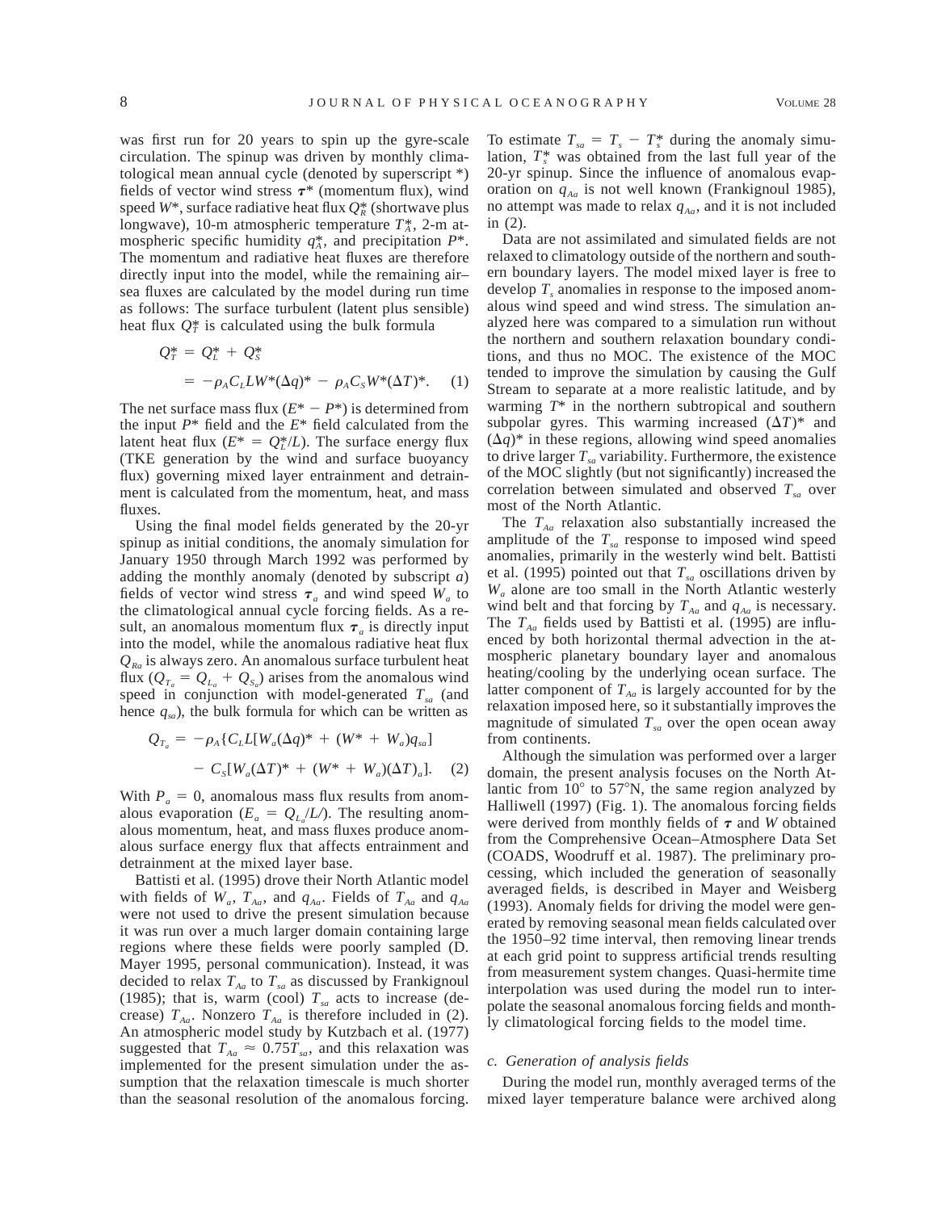was first run for 20 years to spin up the gyre-scale circulation. The spinup was driven by monthly climatological mean annual cycle (denoted by superscript *) fields of vector wind stress $\boldsymbol{\tau}^*$ (momentum flux), wind speed $W^*$, surface radiative heat flux $Q_R^*$ (shortwave plus longwave), 10-m atmospheric temperature $T_A^*$, 2-m atmospheric specific humidity $q_A^*$, and precipitation $P^*$. The momentum and radiative heat fluxes are therefore directly input into the model, while the remaining air–sea fluxes are calculated by the model during run time as follows: The surface turbulent (latent plus sensible) heat flux $Q_T^*$ is calculated using the bulk formula

$$
\begin{aligned}
Q_T^* &= Q_L^* + Q_S^* \\
&= -\rho_A C_L L W^* (\Delta q)^* - \rho_A C_S W^* (\Delta T)^*. \quad (1)
\end{aligned}
$$

The net surface mass flux ($E^* - P^*$) is determined from the input $P^*$ field and the $E^*$ field calculated from the latent heat flux ($E^* = Q_L^*/L$). The surface energy flux (TKE generation by the wind and surface buoyancy flux) governing mixed layer entrainment and detrainment is calculated from the momentum, heat, and mass fluxes.

Using the final model fields generated by the 20-yr spinup as initial conditions, the anomaly simulation for January 1950 through March 1992 was performed by adding the monthly anomaly (denoted by subscript $a$) fields of vector wind stress $\boldsymbol{\tau}_a$ and wind speed $W_a$ to the climatological annual cycle forcing fields. As a result, an anomalous momentum flux $\boldsymbol{\tau}_a$ is directly input into the model, while the anomalous radiative heat flux $Q_{Ra}$ is always zero. An anomalous surface turbulent heat flux ($Q_{T_a} = Q_{L_a} + Q_{S_a}$) arises from the anomalous wind speed in conjunction with model-generated $T_{sa}$ (and hence $q_{sa}$), the bulk formula for which can be written as

$$
\begin{aligned}
Q_{T_a} = -\rho_A \{ C_L L [W_a (\Delta q)^* + (W^* + W_a) q_{sa}] \\
- C_S [W_a (\Delta T)^* + (W^* + W_a)(\Delta T)_a ]. \quad (2)
\end{aligned}
$$

With $P_a = 0$, anomalous mass flux results from anomalous evaporation ($E_a = Q_{L_a}/L$). The resulting anomalous momentum, heat, and mass fluxes produce anomalous surface energy flux that affects entrainment and detrainment at the mixed layer base.

Battisti et al. (1995) drove their North Atlantic model with fields of $W_a$, $T_{Aa}$, and $q_{Aa}$. Fields of $T_{Aa}$ and $q_{Aa}$ were not used to drive the present simulation because it was run over a much larger domain containing large regions where these fields were poorly sampled (D. Mayer 1995, personal communication). Instead, it was decided to relax $T_{Aa}$ to $T_{sa}$ as discussed by Frankignoul (1985); that is, warm (cool) $T_{sa}$ acts to increase (decrease) $T_{Aa}$. Nonzero $T_{Aa}$ is therefore included in (2). An atmospheric model study by Kutzbach et al. (1977) suggested that $T_{Aa} \approx 0.75 T_{sa}$, and this relaxation was implemented for the present simulation under the assumption that the relaxation timescale is much shorter than the seasonal resolution of the anomalous forcing. To estimate $T_{sa} = T_s - T_s^*$ during the anomaly simulation, $T_s^*$ was obtained from the last full year of the 20-yr spinup. Since the influence of anomalous evaporation on $q_{Aa}$ is not well known (Frankignoul 1985), no attempt was made to relax $q_{Aa}$, and it is not included in (2).

Data are not assimilated and simulated fields are not relaxed to climatology outside of the northern and southern boundary layers. The model mixed layer is free to develop $T_s$ anomalies in response to the imposed anomalous wind speed and wind stress. The simulation analyzed here was compared to a simulation run without the northern and southern relaxation boundary conditions, and thus no MOC. The existence of the MOC tended to improve the simulation by causing the Gulf Stream to separate at a more realistic latitude, and by warming $T^*$ in the northern subtropical and southern subpolar gyres. This warming increased $(\Delta T)^*$ and $(\Delta q)^*$ in these regions, allowing wind speed anomalies to drive larger $T_{sa}$ variability. Furthermore, the existence of the MOC slightly (but not significantly) increased the correlation between simulated and observed $T_{sa}$ over most of the North Atlantic.

The $T_{Aa}$ relaxation also substantially increased the amplitude of the $T_{sa}$ response to imposed wind speed anomalies, primarily in the westerly wind belt. Battisti et al. (1995) pointed out that $T_{sa}$ oscillations driven by $W_a$ alone are too small in the North Atlantic westerly wind belt and that forcing by $T_{Aa}$ and $q_{Aa}$ is necessary. The $T_{Aa}$ fields used by Battisti et al. (1995) are influenced by both horizontal thermal advection in the atmospheric planetary boundary layer and anomalous heating/cooling by the underlying ocean surface. The latter component of $T_{Aa}$ is largely accounted for by the relaxation imposed here, so it substantially improves the magnitude of simulated $T_{sa}$ over the open ocean away from continents.

Although the simulation was performed over a larger domain, the present analysis focuses on the North Atlantic from 10° to 57°N, the same region analyzed by Halliwell (1997) (Fig. 1). The anomalous forcing fields were derived from monthly fields of $\boldsymbol{\tau}$ and $W$ obtained from the Comprehensive Ocean–Atmosphere Data Set (COADS, Woodruff et al. 1987). The preliminary processing, which included the generation of seasonally averaged fields, is described in Mayer and Weisberg (1993). Anomaly fields for driving the model were generated by removing seasonal mean fields calculated over the 1950–92 time interval, then removing linear trends at each grid point to suppress artificial trends resulting from measurement system changes. Quasi-hermite time interpolation was used during the model run to interpolate the seasonal anomalous forcing fields and monthly climatological forcing fields to the model time.

### c. Generation of analysis fields

During the model run, monthly averaged terms of the mixed layer temperature balance were archived along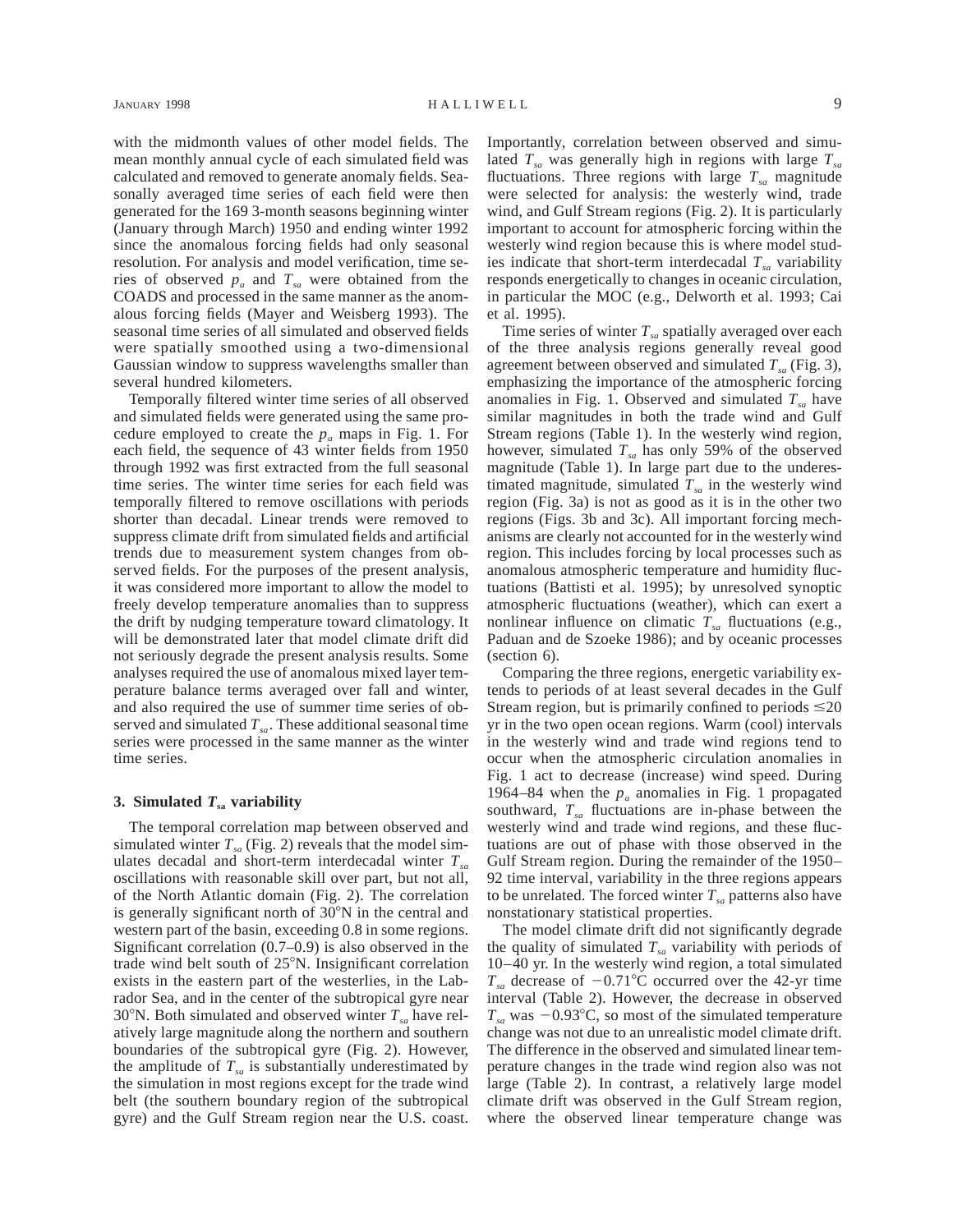with the midmonth values of other model fields. The mean monthly annual cycle of each simulated field was calculated and removed to generate anomaly fields. Seasonally averaged time series of each field were then generated for the 169 3-month seasons beginning winter (January through March) 1950 and ending winter 1992 since the anomalous forcing fields had only seasonal resolution. For analysis and model verification, time series of observed $p_a$ and $T_{sa}$ were obtained from the COADS and processed in the same manner as the anomalous forcing fields (Mayer and Weisberg 1993). The seasonal time series of all simulated and observed fields were spatially smoothed using a two-dimensional Gaussian window to suppress wavelengths smaller than several hundred kilometers.

Temporally filtered winter time series of all observed and simulated fields were generated using the same procedure employed to create the $p_a$ maps in Fig. 1. For each field, the sequence of 43 winter fields from 1950 through 1992 was first extracted from the full seasonal time series. The winter time series for each field was temporally filtered to remove oscillations with periods shorter than decadal. Linear trends were removed to suppress climate drift from simulated fields and artificial trends due to measurement system changes from observed fields. For the purposes of the present analysis, it was considered more important to allow the model to freely develop temperature anomalies than to suppress the drift by nudging temperature toward climatology. It will be demonstrated later that model climate drift did not seriously degrade the present analysis results. Some analyses required the use of anomalous mixed layer temperature balance terms averaged over fall and winter, and also required the use of summer time series of observed and simulated $T_{sa}$. These additional seasonal time series were processed in the same manner as the winter time series.

### 3. Simulated $T_{sa}$ variability

The temporal correlation map between observed and simulated winter $T_{sa}$ (Fig. 2) reveals that the model simulates decadal and short-term interdecadal winter $T_{sa}$ oscillations with reasonable skill over part, but not all, of the North Atlantic domain (Fig. 2). The correlation is generally significant north of 30°N in the central and western part of the basin, exceeding 0.8 in some regions. Significant correlation (0.7–0.9) is also observed in the trade wind belt south of 25°N. Insignificant correlation exists in the eastern part of the westerlies, in the Labrador Sea, and in the center of the subtropical gyre near 30°N. Both simulated and observed winter $T_{sa}$ have relatively large magnitude along the northern and southern boundaries of the subtropical gyre (Fig. 2). However, the amplitude of $T_{sa}$ is substantially underestimated by the simulation in most regions except for the trade wind belt (the southern boundary region of the subtropical gyre) and the Gulf Stream region near the U.S. coast. Importantly, correlation between observed and simulated $T_{sa}$ was generally high in regions with large $T_{sa}$ fluctuations. Three regions with large $T_{sa}$ magnitude were selected for analysis: the westerly wind, trade wind, and Gulf Stream regions (Fig. 2). It is particularly important to account for atmospheric forcing within the westerly wind region because this is where model studies indicate that short-term interdecadal $T_{sa}$ variability responds energetically to changes in oceanic circulation, in particular the MOC (e.g., Delworth et al. 1993; Cai et al. 1995).

Time series of winter $T_{sa}$ spatially averaged over each of the three analysis regions generally reveal good agreement between observed and simulated $T_{sa}$ (Fig. 3), emphasizing the importance of the atmospheric forcing anomalies in Fig. 1. Observed and simulated $T_{sa}$ have similar magnitudes in both the trade wind and Gulf Stream regions (Table 1). In the westerly wind region, however, simulated $T_{sa}$ has only 59% of the observed magnitude (Table 1). In large part due to the underestimated magnitude, simulated $T_{sa}$ in the westerly wind region (Fig. 3a) is not as good as it is in the other two regions (Figs. 3b and 3c). All important forcing mechanisms are clearly not accounted for in the westerly wind region. This includes forcing by local processes such as anomalous atmospheric temperature and humidity fluctuations (Battisti et al. 1995); by unresolved synoptic atmospheric fluctuations (weather), which can exert a nonlinear influence on climatic $T_{sa}$ fluctuations (e.g., Paduan and de Szoeke 1986); and by oceanic processes (section 6).

Comparing the three regions, energetic variability extends to periods of at least several decades in the Gulf Stream region, but is primarily confined to periods $\leq$20 yr in the two open ocean regions. Warm (cool) intervals in the westerly wind and trade wind regions tend to occur when the atmospheric circulation anomalies in Fig. 1 act to decrease (increase) wind speed. During 1964–84 when the $p_a$ anomalies in Fig. 1 propagated southward, $T_{sa}$ fluctuations are in-phase between the westerly wind and trade wind regions, and these fluctuations are out of phase with those observed in the Gulf Stream region. During the remainder of the 1950–92 time interval, variability in the three regions appears to be unrelated. The forced winter $T_{sa}$ patterns also have nonstationary statistical properties.

The model climate drift did not significantly degrade the quality of simulated $T_{sa}$ variability with periods of 10–40 yr. In the westerly wind region, a total simulated $T_{sa}$ decrease of $-0.71$°C occurred over the 42-yr time interval (Table 2). However, the decrease in observed $T_{sa}$ was $-0.93$°C, so most of the simulated temperature change was not due to an unrealistic model climate drift. The difference in the observed and simulated linear temperature changes in the trade wind region also was not large (Table 2). In contrast, a relatively large model climate drift was observed in the Gulf Stream region, where the observed linear temperature change was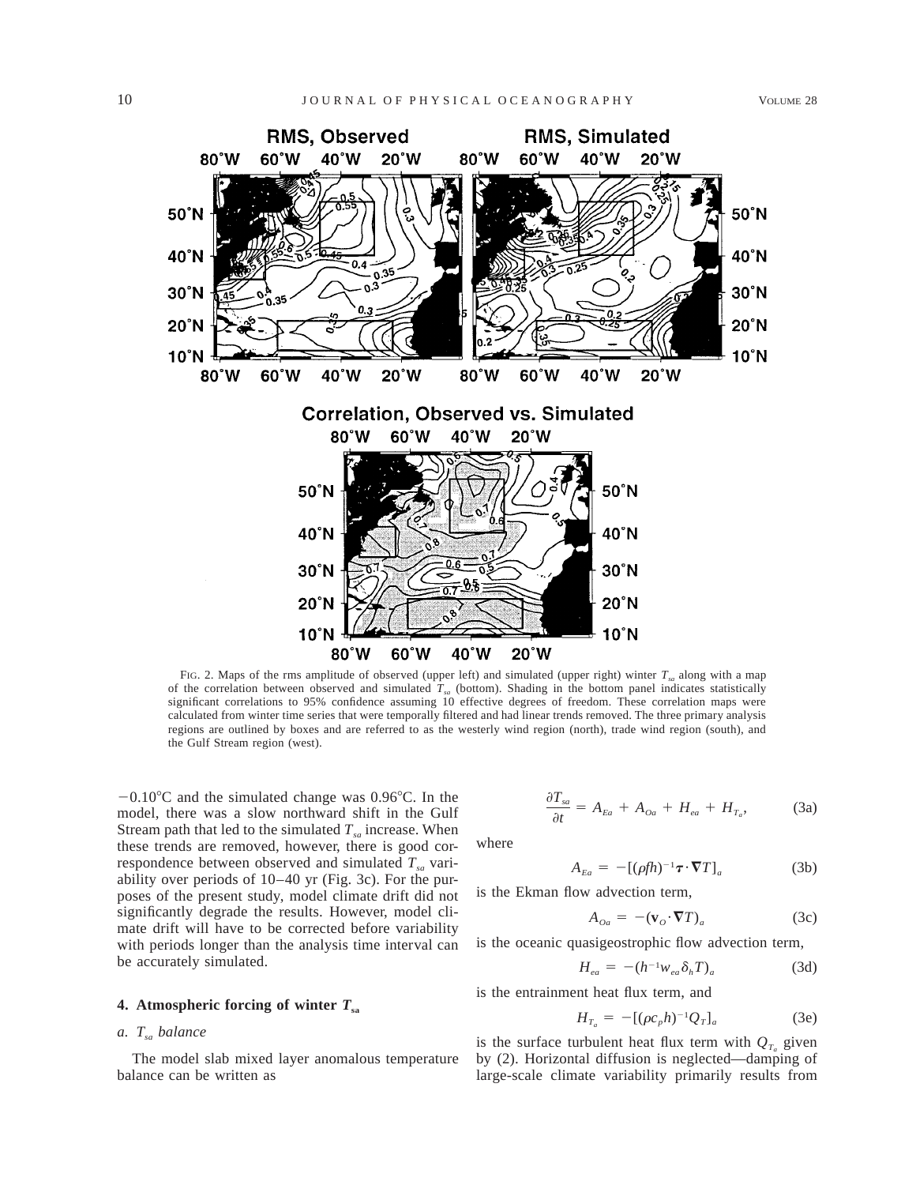FIG. 2. Maps of the rms amplitude of observed (upper left) and simulated (upper right) winter $T_{sa}$ along with a map of the correlation between observed and simulated $T_{sa}$ (bottom). Shading in the bottom panel indicates statistically significant correlations to 95% confidence assuming 10 effective degrees of freedom. These correlation maps were calculated from winter time series that were temporally filtered and had linear trends removed. The three primary analysis regions are outlined by boxes and are referred to as the westerly wind region (north), trade wind region (south), and the Gulf Stream region (west).

−0.10°C and the simulated change was 0.96°C. In the model, there was a slow northward shift in the Gulf Stream path that led to the simulated $T_{sa}$ increase. When these trends are removed, however, there is good correspondence between observed and simulated $T_{sa}$ variability over periods of 10–40 yr (Fig. 3c). For the purposes of the present study, model climate drift did not significantly degrade the results. However, model climate drift will have to be corrected before variability with periods longer than the analysis time interval can be accurately simulated.

## 4. Atmospheric forcing of winter $T_{sa}$

### *a. $T_{sa}$ balance*

The model slab mixed layer anomalous temperature balance can be written as

$$\frac{\partial T_{sa}}{\partial t} = A_{Ea} + A_{Oa} + H_{ea} + H_{T_a}, \tag{3a}$$

where

$$A_{Ea} = -[(\rho f h)^{-1}\boldsymbol{\tau}\cdot\nabla T]_a \tag{3b}$$

is the Ekman flow advection term,

$$A_{Oa} = -(\mathbf{v}_O\cdot\nabla T)_a \tag{3c}$$

is the oceanic quasigeostrophic flow advection term,

$$H_{ea} = -(h^{-1}w_{ea}\delta_h T)_a \tag{3d}$$

is the entrainment heat flux term, and

$$H_{T_a} = -[(\rho c_p h)^{-1}Q_T]_a \tag{3e}$$

is the surface turbulent heat flux term with $Q_{T_a}$ given by (2). Horizontal diffusion is neglected—damping of large-scale climate variability primarily results from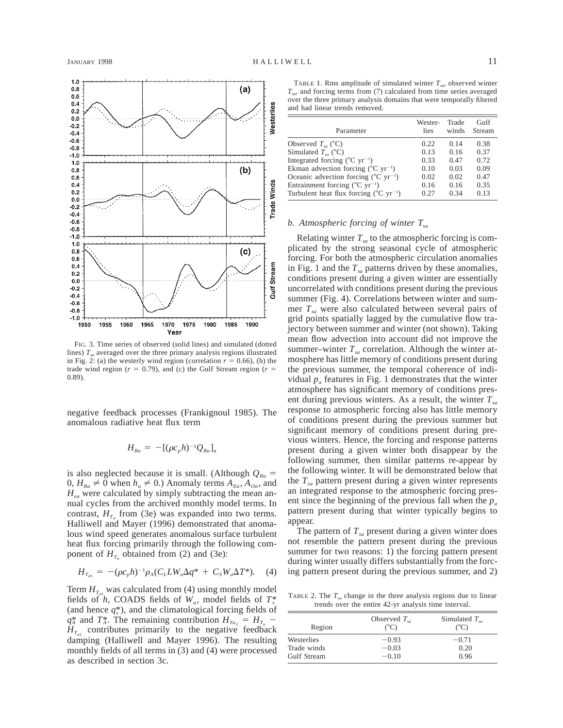FIG. 3. Time series of observed (solid lines) and simulated (dotted lines) $T_{sa}$ averaged over the three primary analysis regions illustrated in Fig. 2: (a) the westerly wind region (correlation $r = 0.66$), (b) the trade wind region ($r = 0.79$), and (c) the Gulf Stream region ($r = 0.89$).

negative feedback processes (Frankignoul 1985). The anomalous radiative heat flux term

$$H_{Ra} = -[(\rho c_p h)^{-1} Q_{Ra}]_a$$

is also neglected because it is small. (Although $Q_{Ra} = 0$, $H_{Ra} \neq 0$ when $h_a \neq 0$.) Anomaly terms $A_{Ea}$, $A_{Oa}$, and $H_{ea}$ were calculated by simply subtracting the mean annual cycles from the archived monthly model terms. In contrast, $H_{T_a}$ from (3e) was expanded into two terms. Halliwell and Mayer (1996) demonstrated that anomalous wind speed generates anomalous surface turbulent heat flux forcing primarily through the following component of $H_{T_a}$ obtained from (2) and (3e):

$$H_{T_{a1}} = -(\rho c_p h)^{-1} \rho_A (C_L L W_a \Delta q^* + C_S W_a \Delta T^*). \quad (4)$$

Term $H_{T_{a1}}$ was calculated from (4) using monthly model fields of $h$, COADS fields of $W_a$, model fields of $T_s^*$ (and hence $q_s^*$), and the climatological forcing fields of $q_A^*$ and $T_A^*$. The remaining contribution $H_{Ta_2} = H_{T_a} - H_{T_{a1}}$ contributes primarily to the negative feedback damping (Halliwell and Mayer 1996). The resulting monthly fields of all terms in (3) and (4) were processed as described in section 3c.

TABLE 1. Rms amplitude of simulated winter $T_{sa}$, observed winter $T_{sa}$, and forcing terms from (7) calculated from time series averaged over the three primary analysis domains that were temporally filtered and had linear trends removed.

| Parameter | Westerlies | Trade winds | Gulf Stream |
|---|---|---|---|
| Observed $T_{sa}$ (°C) | 0.22 | 0.14 | 0.38 |
| Simulated $T_{sa}$ (°C) | 0.13 | 0.16 | 0.37 |
| Integrated forcing (°C yr$^{-1}$) | 0.33 | 0.47 | 0.72 |
| Ekman advection forcing (°C yr$^{-1}$) | 0.10 | 0.03 | 0.09 |
| Oceanic advection forcing (°C yr$^{-1}$) | 0.02 | 0.02 | 0.47 |
| Entrainment forcing (°C yr$^{-1}$) | 0.16 | 0.16 | 0.35 |
| Turbulent heat flux forcing (°C yr$^{-1}$) | 0.27 | 0.34 | 0.13 |

### b. Atmospheric forcing of winter $T_{sa}$

Relating winter $T_{sa}$ to the atmospheric forcing is complicated by the strong seasonal cycle of atmospheric forcing. For both the atmospheric circulation anomalies in Fig. 1 and the $T_{sa}$ patterns driven by these anomalies, conditions present during a given winter are essentially uncorrelated with conditions present during the previous summer (Fig. 4). Correlations between winter and summer $T_{sa}$ were also calculated between several pairs of grid points spatially lagged by the cumulative flow trajectory between summer and winter (not shown). Taking mean flow advection into account did not improve the summer–winter $T_{sa}$ correlation. Although the winter atmosphere has little memory of conditions present during the previous summer, the temporal coherence of individual $p_a$ features in Fig. 1 demonstrates that the winter atmosphere has significant memory of conditions present during previous winters. As a result, the winter $T_{sa}$ response to atmospheric forcing also has little memory of conditions present during the previous summer but significant memory of conditions present during previous winters. Hence, the forcing and response patterns present during a given winter both disappear by the following summer, then similar patterns re-appear by the following winter. It will be demonstrated below that the $T_{sa}$ pattern present during a given winter represents an integrated response to the atmospheric forcing present since the beginning of the previous fall when the $p_a$ pattern present during that winter typically begins to appear.

The pattern of $T_{sa}$ present during a given winter does not resemble the pattern present during the previous summer for two reasons: 1) the forcing pattern present during winter usually differs substantially from the forcing pattern present during the previous summer, and 2)

TABLE 2. The $T_{sa}$ change in the three analysis regions due to linear trends over the entire 42-yr analysis time interval.

| Region | Observed $T_{sa}$ (°C) | Simulated $T_{sa}$ (°C) |
|---|---|---|
| Westerlies | −0.93 | −0.71 |
| Trade winds | −0.03 | 0.20 |
| Gulf Stream | −0.10 | 0.96 |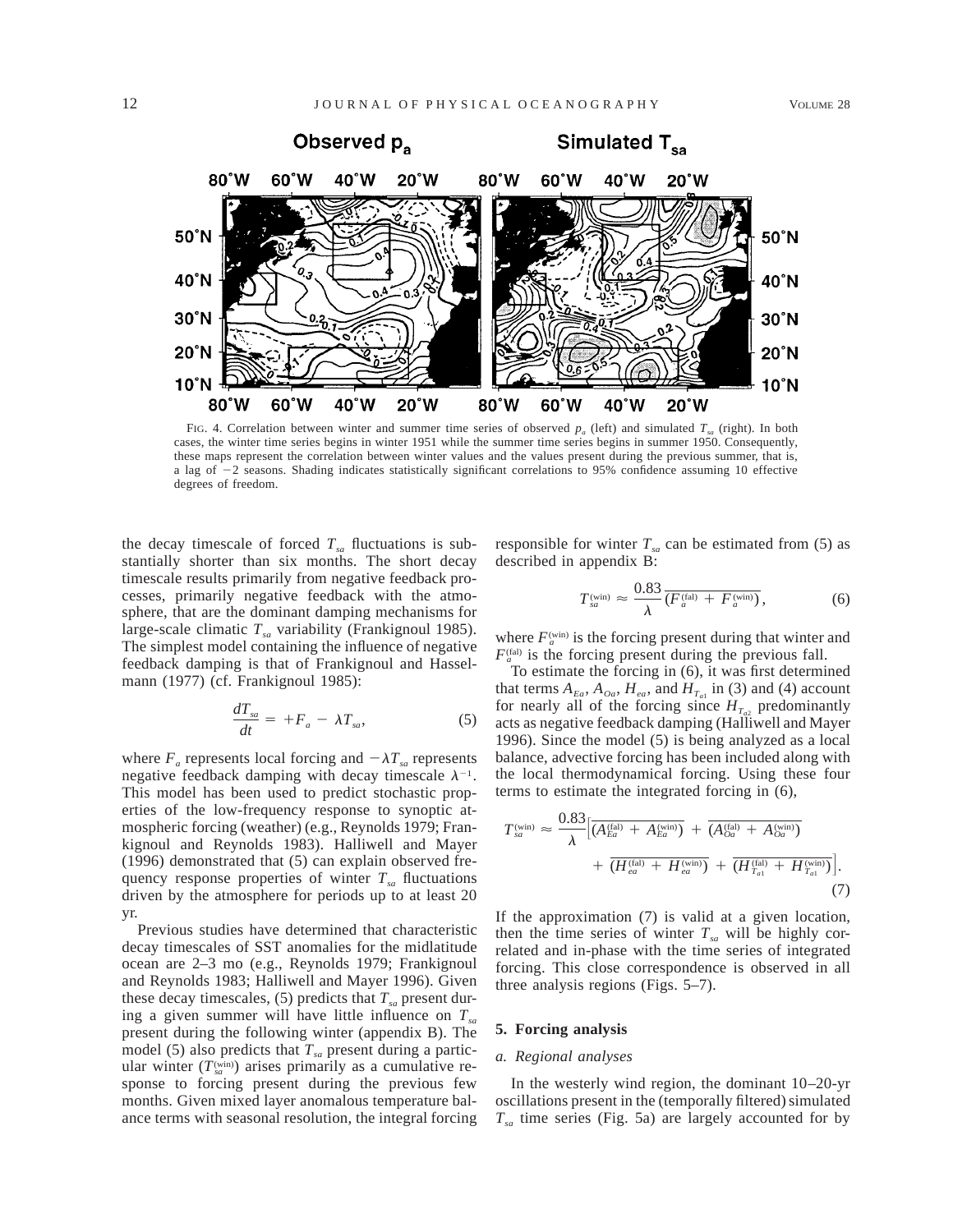FIG. 4. Correlation between winter and summer time series of observed $p_a$ (left) and simulated $T_{sa}$ (right). In both cases, the winter time series begins in winter 1951 while the summer time series begins in summer 1950. Consequently, these maps represent the correlation between winter values and the values present during the previous summer, that is, a lag of −2 seasons. Shading indicates statistically significant correlations to 95% confidence assuming 10 effective degrees of freedom.

the decay timescale of forced $T_{sa}$ fluctuations is substantially shorter than six months. The short decay timescale results primarily from negative feedback processes, primarily negative feedback with the atmosphere, that are the dominant damping mechanisms for large-scale climatic $T_{sa}$ variability (Frankignoul 1985). The simplest model containing the influence of negative feedback damping is that of Frankignoul and Hasselmann (1977) (cf. Frankignoul 1985):

$$\frac{dT_{sa}}{dt} = +F_a - \lambda T_{sa}, \tag{5}$$

where $F_a$ represents local forcing and $-\lambda T_{sa}$ represents negative feedback damping with decay timescale $\lambda^{-1}$. This model has been used to predict stochastic properties of the low-frequency response to synoptic atmospheric forcing (weather) (e.g., Reynolds 1979; Frankignoul and Reynolds 1983). Halliwell and Mayer (1996) demonstrated that (5) can explain observed frequency response properties of winter $T_{sa}$ fluctuations driven by the atmosphere for periods up to at least 20 yr.

Previous studies have determined that characteristic decay timescales of SST anomalies for the midlatitude ocean are 2–3 mo (e.g., Reynolds 1979; Frankignoul and Reynolds 1983; Halliwell and Mayer 1996). Given these decay timescales, (5) predicts that $T_{sa}$ present during a given summer will have little influence on $T_{sa}$ present during the following winter (appendix B). The model (5) also predicts that $T_{sa}$ present during a particular winter ($T_{sa}^{(\mathrm{win})}$) arises primarily as a cumulative response to forcing present during the previous few months. Given mixed layer anomalous temperature balance terms with seasonal resolution, the integral forcing responsible for winter $T_{sa}$ can be estimated from (5) as described in appendix B:

$$T_{sa}^{(\mathrm{win})} \approx \frac{0.83}{\lambda}\overline{(F_a^{(\mathrm{fal})} + F_a^{(\mathrm{win})})}, \tag{6}$$

where $F_a^{(\mathrm{win})}$ is the forcing present during that winter and $F_a^{(\mathrm{fal})}$ is the forcing present during the previous fall.

To estimate the forcing in (6), it was first determined that terms $A_{Ea}$, $A_{Oa}$, $H_{ea}$, and $H_{T_{a1}}$ in (3) and (4) account for nearly all of the forcing since $H_{T_{a2}}$ predominantly acts as negative feedback damping (Halliwell and Mayer 1996). Since the model (5) is being analyzed as a local balance, advective forcing has been included along with the local thermodynamical forcing. Using these four terms to estimate the integrated forcing in (6),

$$T_{sa}^{(\mathrm{win})} \approx \frac{0.83}{\lambda}\Big[\overline{(A_{Ea}^{(\mathrm{fal})} + A_{Ea}^{(\mathrm{win})})} + \overline{(A_{Oa}^{(\mathrm{fal})} + A_{Oa}^{(\mathrm{win})})} + \overline{(H_{ea}^{(\mathrm{fal})} + H_{ea}^{(\mathrm{win})})} + \overline{(H_{T_{a1}}^{(\mathrm{fal})} + H_{T_{a1}}^{(\mathrm{win})})}\Big]. \tag{7}$$

If the approximation (7) is valid at a given location, then the time series of winter $T_{sa}$ will be highly correlated and in-phase with the time series of integrated forcing. This close correspondence is observed in all three analysis regions (Figs. 5–7).

## 5. Forcing analysis

### *a. Regional analyses*

In the westerly wind region, the dominant 10–20-yr oscillations present in the (temporally filtered) simulated $T_{sa}$ time series (Fig. 5a) are largely accounted for by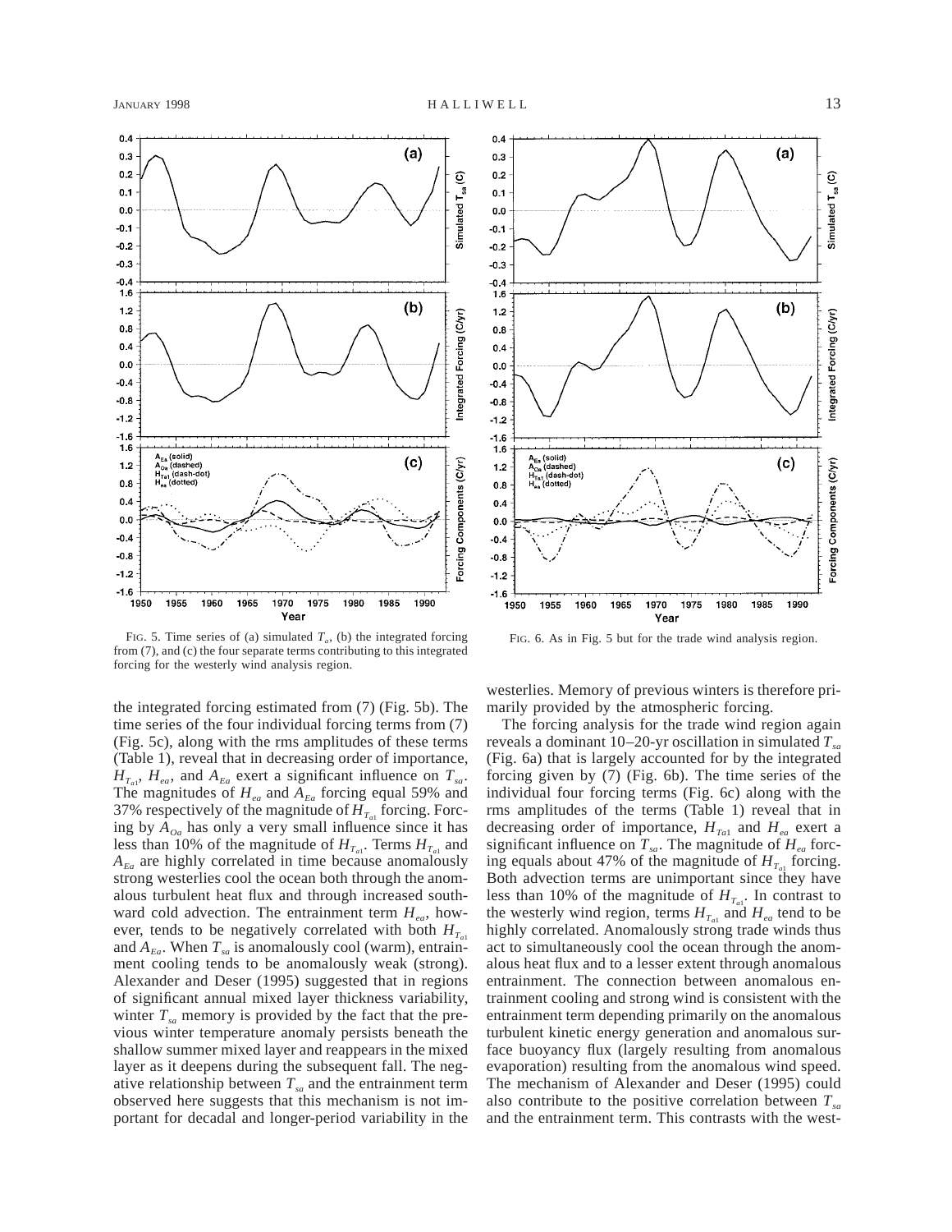FIG. 5. Time series of (a) simulated $T_{a}$, (b) the integrated forcing from (7), and (c) the four separate terms contributing to this integrated forcing for the westerly wind analysis region.

FIG. 6. As in Fig. 5 but for the trade wind analysis region.

the integrated forcing estimated from (7) (Fig. 5b). The time series of the four individual forcing terms from (7) (Fig. 5c), along with the rms amplitudes of these terms (Table 1), reveal that in decreasing order of importance, $H_{T_{a1}}$, $H_{ea}$, and $A_{Ea}$ exert a significant influence on $T_{sa}$. The magnitudes of $H_{ea}$ and $A_{Ea}$ forcing equal 59% and 37% respectively of the magnitude of $H_{T_{a1}}$ forcing. Forcing by $A_{Oa}$ has only a very small influence since it has less than 10% of the magnitude of $H_{T_{a1}}$. Terms $H_{T_{a1}}$ and $A_{Ea}$ are highly correlated in time because anomalously strong westerlies cool the ocean both through the anomalous turbulent heat flux and through increased southward cold advection. The entrainment term $H_{ea}$, however, tends to be negatively correlated with both $H_{T_{a1}}$ and $A_{Ea}$. When $T_{sa}$ is anomalously cool (warm), entrainment cooling tends to be anomalously weak (strong). Alexander and Deser (1995) suggested that in regions of significant annual mixed layer thickness variability, winter $T_{sa}$ memory is provided by the fact that the previous winter temperature anomaly persists beneath the shallow summer mixed layer and reappears in the mixed layer as it deepens during the subsequent fall. The negative relationship between $T_{sa}$ and the entrainment term observed here suggests that this mechanism is not important for decadal and longer-period variability in the westerlies. Memory of previous winters is therefore primarily provided by the atmospheric forcing.

The forcing analysis for the trade wind region again reveals a dominant 10–20-yr oscillation in simulated $T_{sa}$ (Fig. 6a) that is largely accounted for by the integrated forcing given by (7) (Fig. 6b). The time series of the individual four forcing terms (Fig. 6c) along with the rms amplitudes of the terms (Table 1) reveal that in decreasing order of importance, $H_{Ta1}$ and $H_{ea}$ exert a significant influence on $T_{sa}$. The magnitude of $H_{ea}$ forcing equals about 47% of the magnitude of $H_{T_{a1}}$ forcing. Both advection terms are unimportant since they have less than 10% of the magnitude of $H_{T_{a1}}$. In contrast to the westerly wind region, terms $H_{T_{a1}}$ and $H_{ea}$ tend to be highly correlated. Anomalously strong trade winds thus act to simultaneously cool the ocean through the anomalous heat flux and to a lesser extent through anomalous entrainment. The connection between anomalous entrainment cooling and strong wind is consistent with the entrainment term depending primarily on the anomalous turbulent kinetic energy generation and anomalous surface buoyancy flux (largely resulting from anomalous evaporation) resulting from the anomalous wind speed. The mechanism of Alexander and Deser (1995) could also contribute to the positive correlation between $T_{sa}$ and the entrainment term. This contrasts with the west-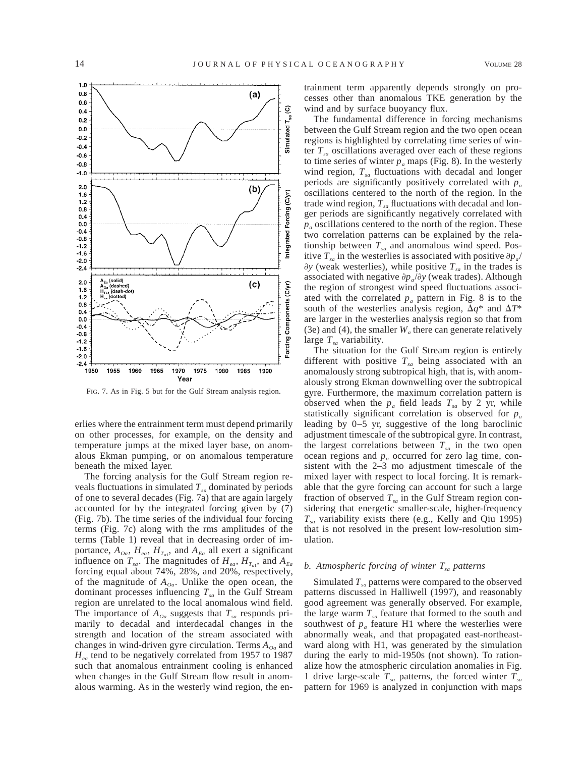FIG. 7. As in Fig. 5 but for the Gulf Stream analysis region.

erlies where the entrainment term must depend primarily on other processes, for example, on the density and temperature jumps at the mixed layer base, on anomalous Ekman pumping, or on anomalous temperature beneath the mixed layer.

The forcing analysis for the Gulf Stream region reveals fluctuations in simulated $T_{sa}$ dominated by periods of one to several decades (Fig. 7a) that are again largely accounted for by the integrated forcing given by (7) (Fig. 7b). The time series of the individual four forcing terms (Fig. 7c) along with the rms amplitudes of the terms (Table 1) reveal that in decreasing order of importance, $A_{Oa}$, $H_{ea}$, $H_{T_{a1}}$, and $A_{Ea}$ all exert a significant influence on $T_{sa}$. The magnitudes of $H_{ea}$, $H_{T_{a1}}$, and $A_{Ea}$ forcing equal about 74%, 28%, and 20%, respectively, of the magnitude of $A_{Oa}$. Unlike the open ocean, the dominant processes influencing $T_{sa}$ in the Gulf Stream region are unrelated to the local anomalous wind field. The importance of $A_{Oa}$ suggests that $T_{sa}$ responds primarily to decadal and interdecadal changes in the strength and location of the stream associated with changes in wind-driven gyre circulation. Terms $A_{Oa}$ and $H_{ea}$ tend to be negatively correlated from 1957 to 1987 such that anomalous entrainment cooling is enhanced when changes in the Gulf Stream flow result in anomalous warming. As in the westerly wind region, the entrainment term apparently depends strongly on processes other than anomalous TKE generation by the wind and by surface buoyancy flux.

The fundamental difference in forcing mechanisms between the Gulf Stream region and the two open ocean regions is highlighted by correlating time series of winter $T_{sa}$ oscillations averaged over each of these regions to time series of winter $p_a$ maps (Fig. 8). In the westerly wind region, $T_{sa}$ fluctuations with decadal and longer periods are significantly positively correlated with $p_a$ oscillations centered to the north of the region. In the trade wind region, $T_{sa}$ fluctuations with decadal and longer periods are significantly negatively correlated with $p_a$ oscillations centered to the north of the region. These two correlation patterns can be explained by the relationship between $T_{sa}$ and anomalous wind speed. Positive $T_{sa}$ in the westerlies is associated with positive $\partial p_a/\partial y$ (weak westerlies), while positive $T_{sa}$ in the trades is associated with negative $\partial p_a/\partial y$ (weak trades). Although the region of strongest wind speed fluctuations associated with the correlated $p_a$ pattern in Fig. 8 is to the south of the westerlies analysis region, $\Delta q^*$ and $\Delta T^*$ are larger in the westerlies analysis region so that from (3e) and (4), the smaller $W_a$ there can generate relatively large $T_{sa}$ variability.

The situation for the Gulf Stream region is entirely different with positive $T_{sa}$ being associated with an anomalously strong subtropical high, that is, with anomalously strong Ekman downwelling over the subtropical gyre. Furthermore, the maximum correlation pattern is observed when the $p_a$ field leads $T_{sa}$ by 2 yr, while statistically significant correlation is observed for $p_a$ leading by 0–5 yr, suggestive of the long baroclinic adjustment timescale of the subtropical gyre. In contrast, the largest correlations between $T_{sa}$ in the two open ocean regions and $p_a$ occurred for zero lag time, consistent with the 2–3 mo adjustment timescale of the mixed layer with respect to local forcing. It is remarkable that the gyre forcing can account for such a large fraction of observed $T_{sa}$ in the Gulf Stream region considering that energetic smaller-scale, higher-frequency $T_{sa}$ variability exists there (e.g., Kelly and Qiu 1995) that is not resolved in the present low-resolution simulation.

### *b. Atmospheric forcing of winter $T_{sa}$ patterns*

Simulated $T_{sa}$ patterns were compared to the observed patterns discussed in Halliwell (1997), and reasonably good agreement was generally observed. For example, the large warm $T_{sa}$ feature that formed to the south and southwest of $p_a$ feature H1 where the westerlies were abnormally weak, and that propagated east-northeastward along with H1, was generated by the simulation during the early to mid-1950s (not shown). To rationalize how the atmospheric circulation anomalies in Fig. 1 drive large-scale $T_{sa}$ patterns, the forced winter $T_{sa}$ pattern for 1969 is analyzed in conjunction with maps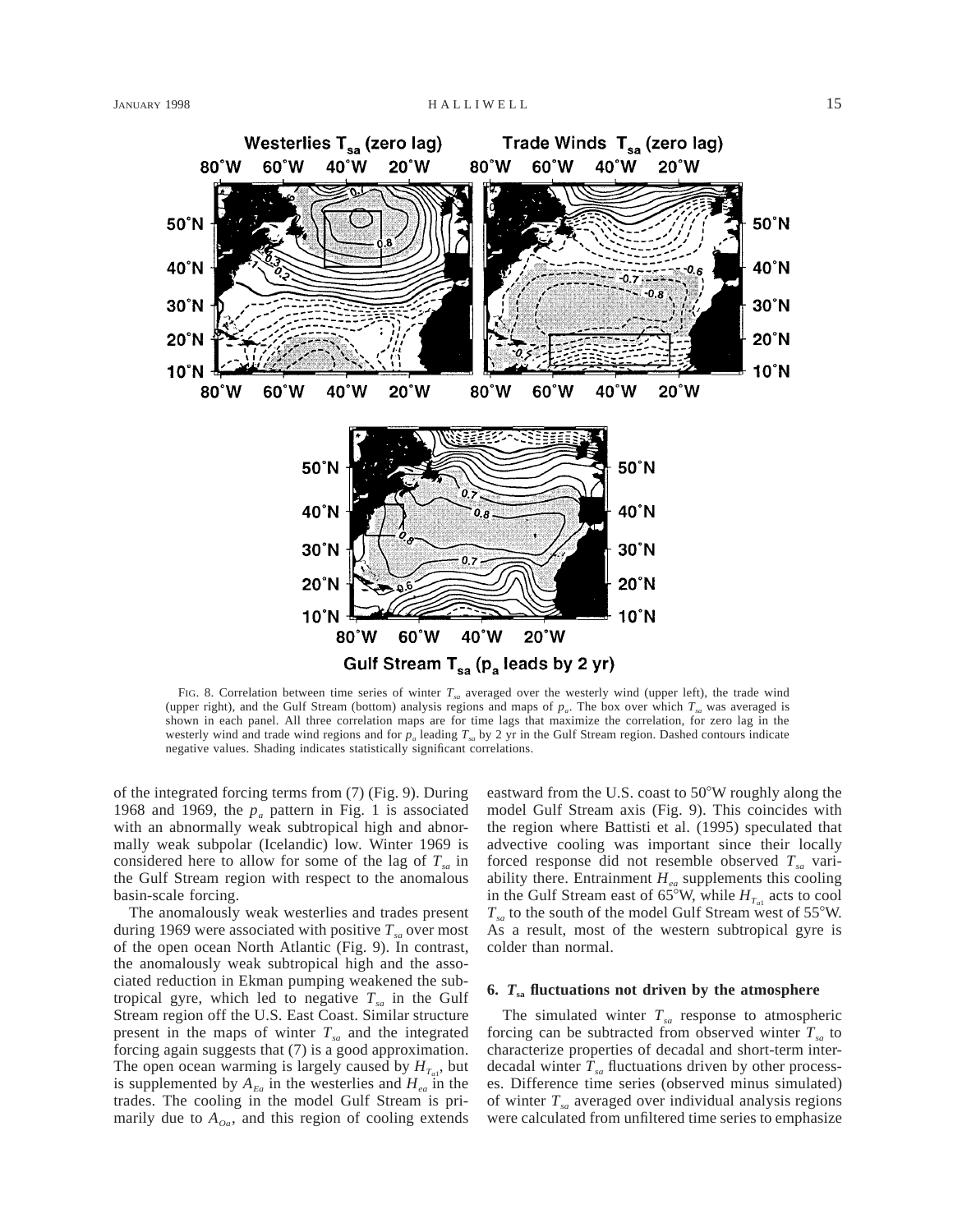FIG. 8. Correlation between time series of winter $T_{sa}$ averaged over the westerly wind (upper left), the trade wind (upper right), and the Gulf Stream (bottom) analysis regions and maps of $p_a$. The box over which $T_{sa}$ was averaged is shown in each panel. All three correlation maps are for time lags that maximize the correlation, for zero lag in the westerly wind and trade wind regions and for $p_a$ leading $T_{sa}$ by 2 yr in the Gulf Stream region. Dashed contours indicate negative values. Shading indicates statistically significant correlations.

of the integrated forcing terms from (7) (Fig. 9). During 1968 and 1969, the $p_a$ pattern in Fig. 1 is associated with an abnormally weak subtropical high and abnormally weak subpolar (Icelandic) low. Winter 1969 is considered here to allow for some of the lag of $T_{sa}$ in the Gulf Stream region with respect to the anomalous basin-scale forcing.

The anomalously weak westerlies and trades present during 1969 were associated with positive $T_{sa}$ over most of the open ocean North Atlantic (Fig. 9). In contrast, the anomalously weak subtropical high and the associated reduction in Ekman pumping weakened the subtropical gyre, which led to negative $T_{sa}$ in the Gulf Stream region off the U.S. East Coast. Similar structure present in the maps of winter $T_{sa}$ and the integrated forcing again suggests that (7) is a good approximation. The open ocean warming is largely caused by $H_{T_{a1}}$, but is supplemented by $A_{Ea}$ in the westerlies and $H_{ea}$ in the trades. The cooling in the model Gulf Stream is primarily due to $A_{Oa}$, and this region of cooling extends eastward from the U.S. coast to 50°W roughly along the model Gulf Stream axis (Fig. 9). This coincides with the region where Battisti et al. (1995) speculated that advective cooling was important since their locally forced response did not resemble observed $T_{sa}$ variability there. Entrainment $H_{ea}$ supplements this cooling in the Gulf Stream east of 65°W, while $H_{T_{a1}}$ acts to cool $T_{sa}$ to the south of the model Gulf Stream west of 55°W. As a result, most of the western subtropical gyre is colder than normal.

## 6. $T_{sa}$ fluctuations not driven by the atmosphere

The simulated winter $T_{sa}$ response to atmospheric forcing can be subtracted from observed winter $T_{sa}$ to characterize properties of decadal and short-term interdecadal winter $T_{sa}$ fluctuations driven by other processes. Difference time series (observed minus simulated) of winter $T_{sa}$ averaged over individual analysis regions were calculated from unfiltered time series to emphasize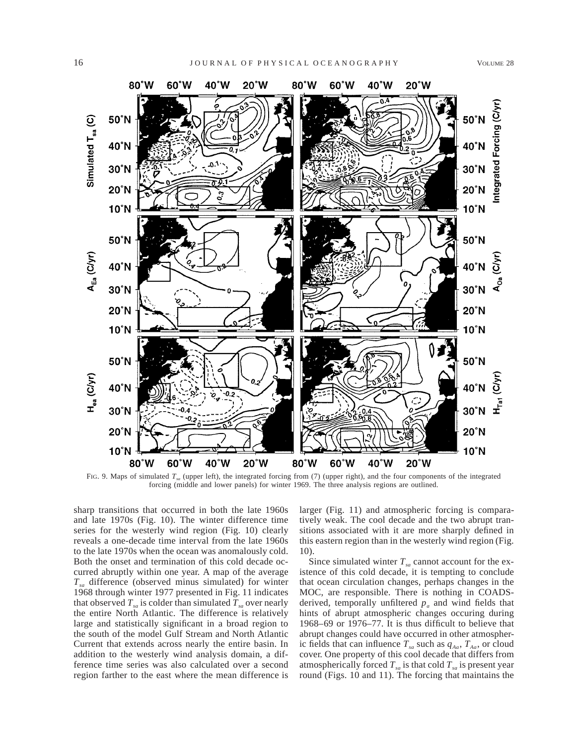FIG. 9. Maps of simulated $T_{sa}$ (upper left), the integrated forcing from (7) (upper right), and the four components of the integrated forcing (middle and lower panels) for winter 1969. The three analysis regions are outlined.

sharp transitions that occurred in both the late 1960s and late 1970s (Fig. 10). The winter difference time series for the westerly wind region (Fig. 10) clearly reveals a one-decade time interval from the late 1960s to the late 1970s when the ocean was anomalously cold. Both the onset and termination of this cold decade occurred abruptly within one year. A map of the average $T_{sa}$ difference (observed minus simulated) for winter 1968 through winter 1977 presented in Fig. 11 indicates that observed $T_{sa}$ is colder than simulated $T_{sa}$ over nearly the entire North Atlantic. The difference is relatively large and statistically significant in a broad region to the south of the model Gulf Stream and North Atlantic Current that extends across nearly the entire basin. In addition to the westerly wind analysis domain, a difference time series was also calculated over a second region farther to the east where the mean difference is larger (Fig. 11) and atmospheric forcing is comparatively weak. The cool decade and the two abrupt transitions associated with it are more sharply defined in this eastern region than in the westerly wind region (Fig. 10).

Since simulated winter $T_{sa}$ cannot account for the existence of this cold decade, it is tempting to conclude that ocean circulation changes, perhaps changes in the MOC, are responsible. There is nothing in COADS-derived, temporally unfiltered $p_a$ and wind fields that hints of abrupt atmospheric changes occuring during 1968–69 or 1976–77. It is thus difficult to believe that abrupt changes could have occurred in other atmospheric fields that can influence $T_{sa}$ such as $q_{Aa}$, $T_{Aa}$, or cloud cover. One property of this cool decade that differs from atmospherically forced $T_{sa}$ is that cold $T_{sa}$ is present year round (Figs. 10 and 11). The forcing that maintains the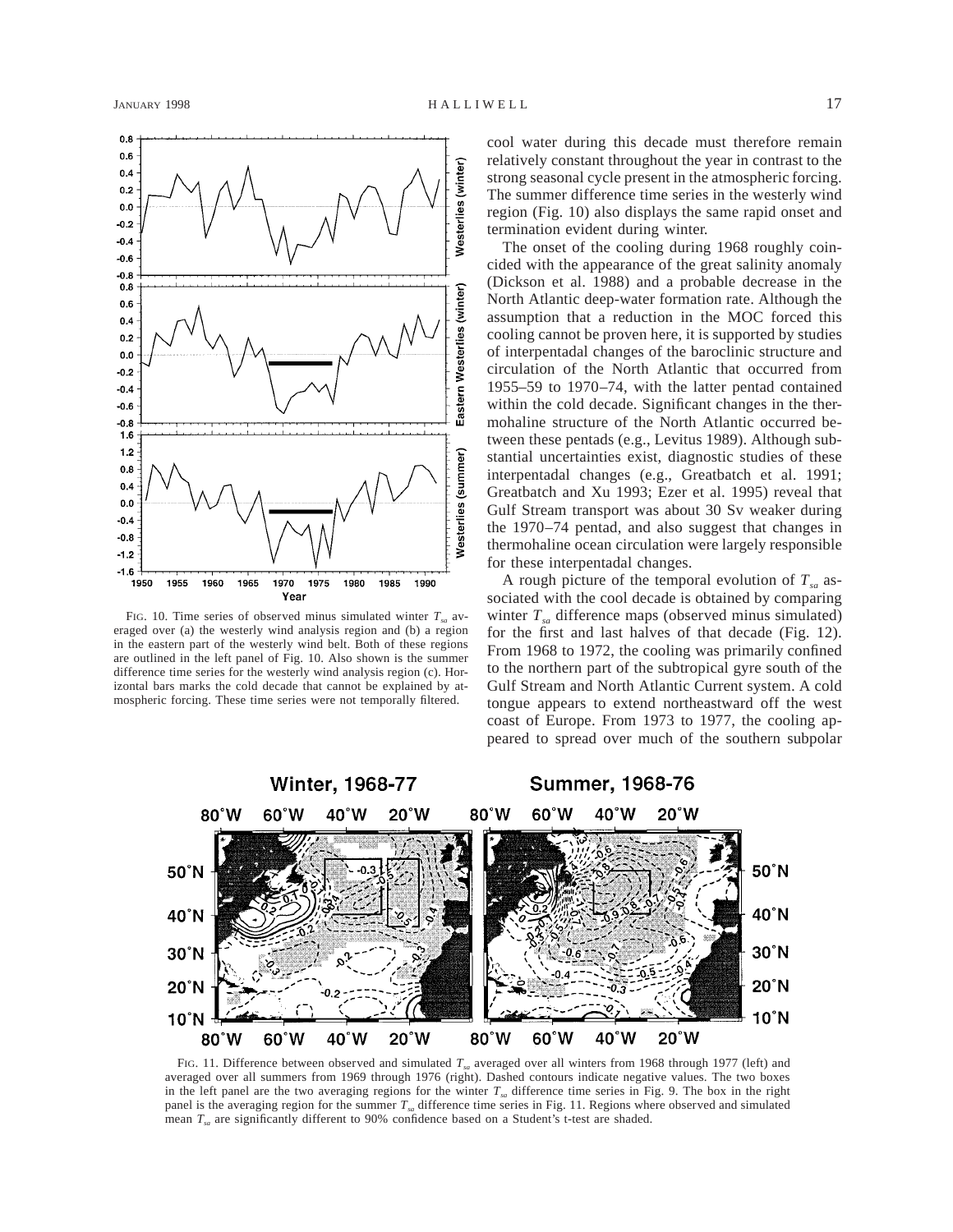cool water during this decade must therefore remain relatively constant throughout the year in contrast to the strong seasonal cycle present in the atmospheric forcing. The summer difference time series in the westerly wind region (Fig. 10) also displays the same rapid onset and termination evident during winter.

The onset of the cooling during 1968 roughly coincided with the appearance of the great salinity anomaly (Dickson et al. 1988) and a probable decrease in the North Atlantic deep-water formation rate. Although the assumption that a reduction in the MOC forced this cooling cannot be proven here, it is supported by studies of interpentadal changes of the baroclinic structure and circulation of the North Atlantic that occurred from 1955–59 to 1970–74, with the latter pentad contained within the cold decade. Significant changes in the thermohaline structure of the North Atlantic occurred between these pentads (e.g., Levitus 1989). Although substantial uncertainties exist, diagnostic studies of these interpentadal changes (e.g., Greatbatch et al. 1991; Greatbatch and Xu 1993; Ezer et al. 1995) reveal that Gulf Stream transport was about 30 Sv weaker during the 1970–74 pentad, and also suggest that changes in thermohaline ocean circulation were largely responsible for these interpentadal changes.

A rough picture of the temporal evolution of $T_{sa}$ associated with the cool decade is obtained by comparing winter $T_{sa}$ difference maps (observed minus simulated) for the first and last halves of that decade (Fig. 12). From 1968 to 1972, the cooling was primarily confined to the northern part of the subtropical gyre south of the Gulf Stream and North Atlantic Current system. A cold tongue appears to extend northeastward off the west coast of Europe. From 1973 to 1977, the cooling appeared to spread over much of the southern subpolar

FIG. 10. Time series of observed minus simulated winter $T_{sa}$ averaged over (a) the westerly wind analysis region and (b) a region in the eastern part of the westerly wind belt. Both of these regions are outlined in the left panel of Fig. 10. Also shown is the summer difference time series for the westerly wind analysis region (c). Horizontal bars marks the cold decade that cannot be explained by atmospheric forcing. These time series were not temporally filtered.

FIG. 11. Difference between observed and simulated $T_{sa}$ averaged over all winters from 1968 through 1977 (left) and averaged over all summers from 1969 through 1976 (right). Dashed contours indicate negative values. The two boxes in the left panel are the two averaging regions for the winter $T_{sa}$ difference time series in Fig. 9. The box in the right panel is the averaging region for the summer $T_{sa}$ difference time series in Fig. 11. Regions where observed and simulated mean $T_{sa}$ are significantly different to 90% confidence based on a Student's t-test are shaded.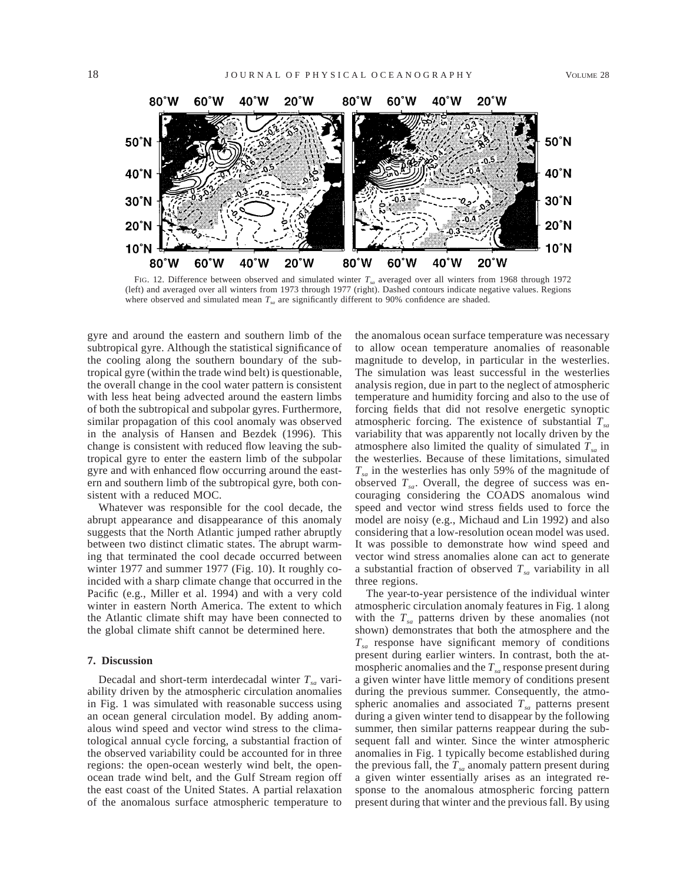FIG. 12. Difference between observed and simulated winter $T_{sa}$ averaged over all winters from 1968 through 1972 (left) and averaged over all winters from 1973 through 1977 (right). Dashed contours indicate negative values. Regions where observed and simulated mean $T_{sa}$ are significantly different to 90% confidence are shaded.

gyre and around the eastern and southern limb of the subtropical gyre. Although the statistical significance of the cooling along the southern boundary of the subtropical gyre (within the trade wind belt) is questionable, the overall change in the cool water pattern is consistent with less heat being advected around the eastern limbs of both the subtropical and subpolar gyres. Furthermore, similar propagation of this cool anomaly was observed in the analysis of Hansen and Bezdek (1996). This change is consistent with reduced flow leaving the subtropical gyre to enter the eastern limb of the subpolar gyre and with enhanced flow occurring around the eastern and southern limb of the subtropical gyre, both consistent with a reduced MOC.

Whatever was responsible for the cool decade, the abrupt appearance and disappearance of this anomaly suggests that the North Atlantic jumped rather abruptly between two distinct climatic states. The abrupt warming that terminated the cool decade occurred between winter 1977 and summer 1977 (Fig. 10). It roughly coincided with a sharp climate change that occurred in the Pacific (e.g., Miller et al. 1994) and with a very cold winter in eastern North America. The extent to which the Atlantic climate shift may have been connected to the global climate shift cannot be determined here.

## 7. Discussion

Decadal and short-term interdecadal winter $T_{sa}$ variability driven by the atmospheric circulation anomalies in Fig. 1 was simulated with reasonable success using an ocean general circulation model. By adding anomalous wind speed and vector wind stress to the climatological annual cycle forcing, a substantial fraction of the observed variability could be accounted for in three regions: the open-ocean westerly wind belt, the open-ocean trade wind belt, and the Gulf Stream region off the east coast of the United States. A partial relaxation of the anomalous surface atmospheric temperature to the anomalous ocean surface temperature was necessary to allow ocean temperature anomalies of reasonable magnitude to develop, in particular in the westerlies. The simulation was least successful in the westerlies analysis region, due in part to the neglect of atmospheric temperature and humidity forcing and also to the use of forcing fields that did not resolve energetic synoptic atmospheric forcing. The existence of substantial $T_{sa}$ variability that was apparently not locally driven by the atmosphere also limited the quality of simulated $T_{sa}$ in the westerlies. Because of these limitations, simulated $T_{sa}$ in the westerlies has only 59% of the magnitude of observed $T_{sa}$. Overall, the degree of success was encouraging considering the COADS anomalous wind speed and vector wind stress fields used to force the model are noisy (e.g., Michaud and Lin 1992) and also considering that a low-resolution ocean model was used. It was possible to demonstrate how wind speed and vector wind stress anomalies alone can act to generate a substantial fraction of observed $T_{sa}$ variability in all three regions.

The year-to-year persistence of the individual winter atmospheric circulation anomaly features in Fig. 1 along with the $T_{sa}$ patterns driven by these anomalies (not shown) demonstrates that both the atmosphere and the $T_{sa}$ response have significant memory of conditions present during earlier winters. In contrast, both the atmospheric anomalies and the $T_{sa}$ response present during a given winter have little memory of conditions present during the previous summer. Consequently, the atmospheric anomalies and associated $T_{sa}$ patterns present during a given winter tend to disappear by the following summer, then similar patterns reappear during the subsequent fall and winter. Since the winter atmospheric anomalies in Fig. 1 typically become established during the previous fall, the $T_{sa}$ anomaly pattern present during a given winter essentially arises as an integrated response to the anomalous atmospheric forcing pattern present during that winter and the previous fall. By using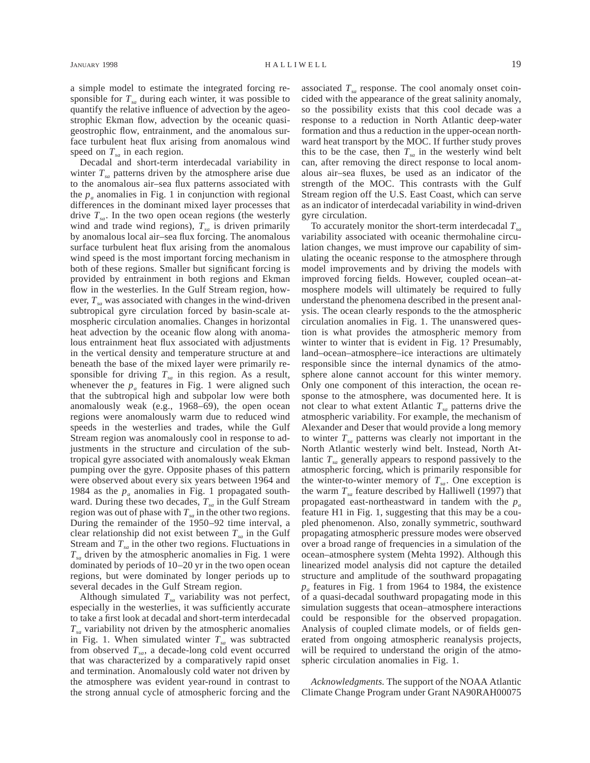a simple model to estimate the integrated forcing responsible for $T_{sa}$ during each winter, it was possible to quantify the relative influence of advection by the ageostrophic Ekman flow, advection by the oceanic quasi-geostrophic flow, entrainment, and the anomalous surface turbulent heat flux arising from anomalous wind speed on $T_{sa}$ in each region.

Decadal and short-term interdecadal variability in winter $T_{sa}$ patterns driven by the atmosphere arise due to the anomalous air–sea flux patterns associated with the $p_a$ anomalies in Fig. 1 in conjunction with regional differences in the dominant mixed layer processes that drive $T_{sa}$. In the two open ocean regions (the westerly wind and trade wind regions), $T_{sa}$ is driven primarily by anomalous local air–sea flux forcing. The anomalous surface turbulent heat flux arising from the anomalous wind speed is the most important forcing mechanism in both of these regions. Smaller but significant forcing is provided by entrainment in both regions and Ekman flow in the westerlies. In the Gulf Stream region, however, $T_{sa}$ was associated with changes in the wind-driven subtropical gyre circulation forced by basin-scale atmospheric circulation anomalies. Changes in horizontal heat advection by the oceanic flow along with anomalous entrainment heat flux associated with adjustments in the vertical density and temperature structure at and beneath the base of the mixed layer were primarily responsible for driving $T_{sa}$ in this region. As a result, whenever the $p_a$ features in Fig. 1 were aligned such that the subtropical high and subpolar low were both anomalously weak (e.g., 1968–69), the open ocean regions were anomalously warm due to reduced wind speeds in the westerlies and trades, while the Gulf Stream region was anomalously cool in response to adjustments in the structure and circulation of the subtropical gyre associated with anomalously weak Ekman pumping over the gyre. Opposite phases of this pattern were observed about every six years between 1964 and 1984 as the $p_a$ anomalies in Fig. 1 propagated southward. During these two decades, $T_{sa}$ in the Gulf Stream region was out of phase with $T_{sa}$ in the other two regions. During the remainder of the 1950–92 time interval, a clear relationship did not exist between $T_{sa}$ in the Gulf Stream and $T_{sa}$ in the other two regions. Fluctuations in $T_{sa}$ driven by the atmospheric anomalies in Fig. 1 were dominated by periods of 10–20 yr in the two open ocean regions, but were dominated by longer periods up to several decades in the Gulf Stream region.

Although simulated $T_{sa}$ variability was not perfect, especially in the westerlies, it was sufficiently accurate to take a first look at decadal and short-term interdecadal $T_{sa}$ variability not driven by the atmospheric anomalies in Fig. 1. When simulated winter $T_{sa}$ was subtracted from observed $T_{sa}$, a decade-long cold event occurred that was characterized by a comparatively rapid onset and termination. Anomalously cold water not driven by the atmosphere was evident year-round in contrast to the strong annual cycle of atmospheric forcing and the associated $T_{sa}$ response. The cool anomaly onset coincided with the appearance of the great salinity anomaly, so the possibility exists that this cool decade was a response to a reduction in North Atlantic deep-water formation and thus a reduction in the upper-ocean northward heat transport by the MOC. If further study proves this to be the case, then $T_{sa}$ in the westerly wind belt can, after removing the direct response to local anomalous air–sea fluxes, be used as an indicator of the strength of the MOC. This contrasts with the Gulf Stream region off the U.S. East Coast, which can serve as an indicator of interdecadal variability in wind-driven gyre circulation.

To accurately monitor the short-term interdecadal $T_{sa}$ variability associated with oceanic thermohaline circulation changes, we must improve our capability of simulating the oceanic response to the atmosphere through model improvements and by driving the models with improved forcing fields. However, coupled ocean–atmosphere models will ultimately be required to fully understand the phenomena described in the present analysis. The ocean clearly responds to the the atmospheric circulation anomalies in Fig. 1. The unanswered question is what provides the atmospheric memory from winter to winter that is evident in Fig. 1? Presumably, land–ocean–atmosphere–ice interactions are ultimately responsible since the internal dynamics of the atmosphere alone cannot account for this winter memory. Only one component of this interaction, the ocean response to the atmosphere, was documented here. It is not clear to what extent Atlantic $T_{sa}$ patterns drive the atmospheric variability. For example, the mechanism of Alexander and Deser that would provide a long memory to winter $T_{sa}$ patterns was clearly not important in the North Atlantic westerly wind belt. Instead, North Atlantic $T_{sa}$ generally appears to respond passively to the atmospheric forcing, which is primarily responsible for the winter-to-winter memory of $T_{sa}$. One exception is the warm $T_{sa}$ feature described by Halliwell (1997) that propagated east-northeastward in tandem with the $p_a$ feature H1 in Fig. 1, suggesting that this may be a coupled phenomenon. Also, zonally symmetric, southward propagating atmospheric pressure modes were observed over a broad range of frequencies in a simulation of the ocean–atmosphere system (Mehta 1992). Although this linearized model analysis did not capture the detailed structure and amplitude of the southward propagating $p_a$ features in Fig. 1 from 1964 to 1984, the existence of a quasi-decadal southward propagating mode in this simulation suggests that ocean–atmosphere interactions could be responsible for the observed propagation. Analysis of coupled climate models, or of fields generated from ongoing atmospheric reanalysis projects, will be required to understand the origin of the atmospheric circulation anomalies in Fig. 1.

*Acknowledgments.* The support of the NOAA Atlantic Climate Change Program under Grant NA90RAH00075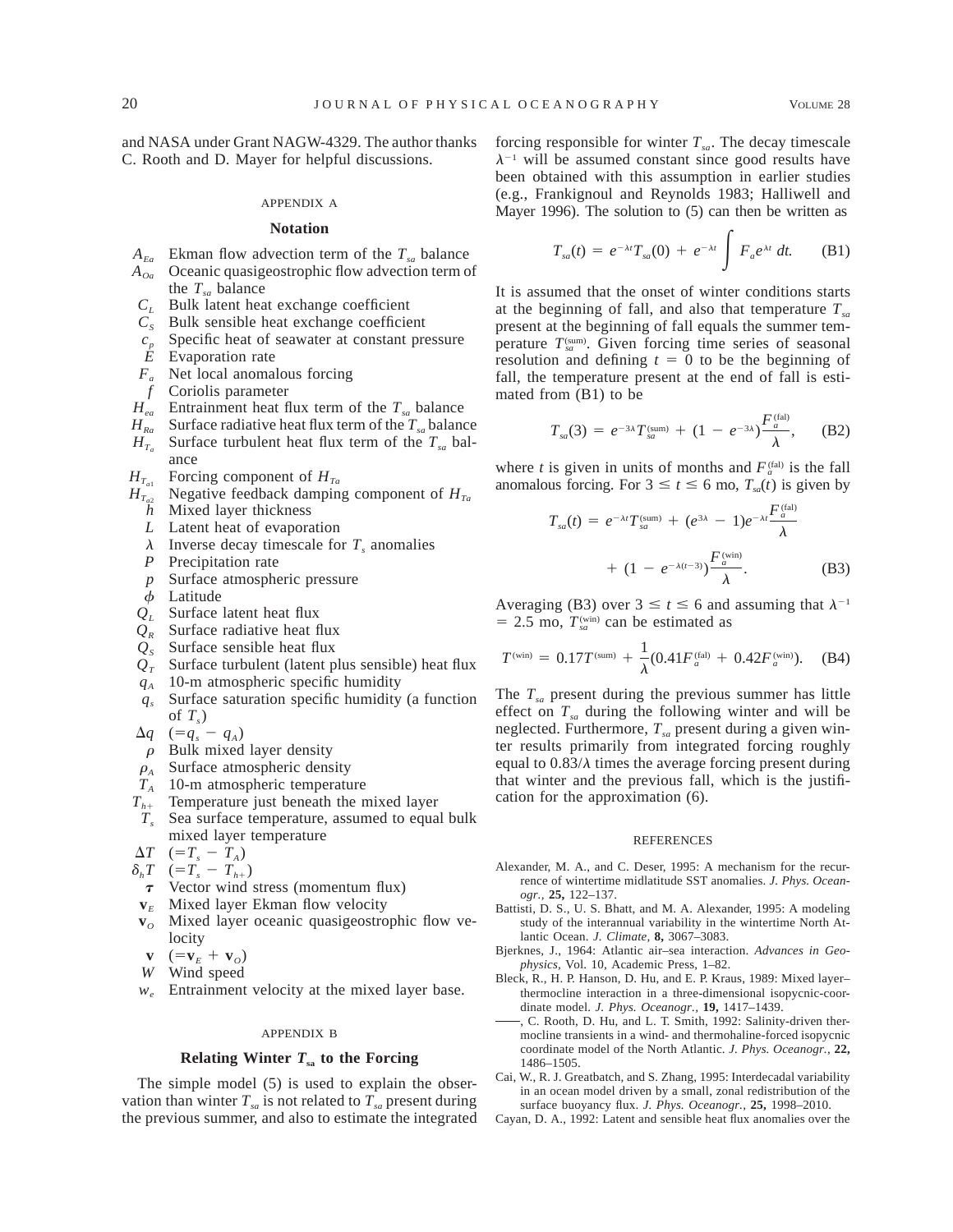and NASA under Grant NAGW-4329. The author thanks C. Rooth and D. Mayer for helpful discussions.

## APPENDIX A

### Notation

- $A_{Ea}$ Ekman flow advection term of the $T_{sa}$ balance
- $A_{Oa}$ Oceanic quasigeostrophic flow advection term of the $T_{sa}$ balance
- $C_L$ Bulk latent heat exchange coefficient
- $C_S$ Bulk sensible heat exchange coefficient
- $c_p$ Specific heat of seawater at constant pressure
- $E$ Evaporation rate
- $F_a$ Net local anomalous forcing
- $f$ Coriolis parameter
- $H_{ea}$ Entrainment heat flux term of the $T_{sa}$ balance
- $H_{Ra}$ Surface radiative heat flux term of the $T_{sa}$ balance
- $H_{T_a}$ Surface turbulent heat flux term of the $T_{sa}$ balance
- $H_{T_{a1}}$ Forcing component of $H_{Ta}$
- $H_{T_{a2}}$ Negative feedback damping component of $H_{Ta}$
- $h$ Mixed layer thickness
- $L$ Latent heat of evaporation
- $\lambda$ Inverse decay timescale for $T_s$ anomalies
- $P$ Precipitation rate
- $p$ Surface atmospheric pressure
- $\phi$ Latitude
- $Q_L$ Surface latent heat flux
- $Q_R$ Surface radiative heat flux
- $Q_S$ Surface sensible heat flux
- $Q_T$ Surface turbulent (latent plus sensible) heat flux
- $q_A$ 10-m atmospheric specific humidity
- $q_s$ Surface saturation specific humidity (a function of $T_s$)
- $\Delta q$ $(=q_s - q_A)$
- $\rho$ Bulk mixed layer density
- $\rho_A$ Surface atmospheric density
- $T_A$ 10-m atmospheric temperature
- $T_{h+}$ Temperature just beneath the mixed layer
- $T_s$ Sea surface temperature, assumed to equal bulk mixed layer temperature
- $\Delta T$ $(=T_s - T_A)$
- $\delta_h T$ $(=T_s - T_{h+})$
- $\boldsymbol{\tau}$ Vector wind stress (momentum flux)
- $\mathbf{v}_E$ Mixed layer Ekman flow velocity
- $\mathbf{v}_O$ Mixed layer oceanic quasigeostrophic flow velocity
- $\mathbf{v}$ $(=\mathbf{v}_E + \mathbf{v}_O)$
- $W$ Wind speed
- $w_e$ Entrainment velocity at the mixed layer base.

## APPENDIX B

### Relating Winter $T_{sa}$ to the Forcing

The simple model (5) is used to explain the observation than winter $T_{sa}$ is not related to $T_{sa}$ present during the previous summer, and also to estimate the integrated forcing responsible for winter $T_{sa}$. The decay timescale $\lambda^{-1}$ will be assumed constant since good results have been obtained with this assumption in earlier studies (e.g., Frankignoul and Reynolds 1983; Halliwell and Mayer 1996). The solution to (5) can then be written as

$$T_{sa}(t) = e^{-\lambda t}T_{sa}(0) + e^{-\lambda t}\int F_a e^{\lambda t}\,dt. \qquad \text{(B1)}$$

It is assumed that the onset of winter conditions starts at the beginning of fall, and also that temperature $T_{sa}$ present at the beginning of fall equals the summer temperature $T_{sa}^{(\text{sum})}$. Given forcing time series of seasonal resolution and defining $t = 0$ to be the beginning of fall, the temperature present at the end of fall is estimated from (B1) to be

$$T_{sa}(3) = e^{-3\lambda}T_{sa}^{(\text{sum})} + (1 - e^{-3\lambda})\frac{F_a^{(\text{fal})}}{\lambda}, \qquad \text{(B2)}$$

where $t$ is given in units of months and $F_a^{(\text{fal})}$ is the fall anomalous forcing. For $3 \leq t \leq 6$ mo, $T_{sa}(t)$ is given by

$$T_{sa}(t) = e^{-\lambda t}T_{sa}^{(\text{sum})} + (e^{3\lambda} - 1)e^{-\lambda t}\frac{F_a^{(\text{fal})}}{\lambda} + (1 - e^{-\lambda(t-3)})\frac{F_a^{(\text{win})}}{\lambda}. \qquad \text{(B3)}$$

Averaging (B3) over $3 \leq t \leq 6$ and assuming that $\lambda^{-1} = 2.5$ mo, $T_{sa}^{(\text{win})}$ can be estimated as

$$T^{(\text{win})} = 0.17T^{(\text{sum})} + \frac{1}{\lambda}(0.41F_a^{(\text{fal})} + 0.42F_a^{(\text{win})}). \qquad \text{(B4)}$$

The $T_{sa}$ present during the previous summer has little effect on $T_{sa}$ during the following winter and will be neglected. Furthermore, $T_{sa}$ present during a given winter results primarily from integrated forcing roughly equal to $0.83/\lambda$ times the average forcing present during that winter and the previous fall, which is the justification for the approximation (6).

## REFERENCES

Alexander, M. A., and C. Deser, 1995: A mechanism for the recurrence of wintertime midlatitude SST anomalies. *J. Phys. Oceanogr.,* **25,** 122–137.

Battisti, D. S., U. S. Bhatt, and M. A. Alexander, 1995: A modeling study of the interannual variability in the wintertime North Atlantic Ocean. *J. Climate,* **8,** 3067–3083.

Bjerknes, J., 1964: Atlantic air–sea interaction. *Advances in Geophysics,* Vol. 10, Academic Press, 1–82.

Bleck, R., H. P. Hanson, D. Hu, and E. P. Kraus, 1989: Mixed layer–thermocline interaction in a three-dimensional isopycnic-coordinate model. *J. Phys. Oceanogr.,* **19,** 1417–1439.

——, C. Rooth, D. Hu, and L. T. Smith, 1992: Salinity-driven thermocline transients in a wind- and thermohaline-forced isopycnic coordinate model of the North Atlantic. *J. Phys. Oceanogr.,* **22,** 1486–1505.

Cai, W., R. J. Greatbatch, and S. Zhang, 1995: Interdecadal variability in an ocean model driven by a small, zonal redistribution of the surface buoyancy flux. *J. Phys. Oceanogr.,* **25,** 1998–2010.

Cayan, D. A., 1992: Latent and sensible heat flux anomalies over the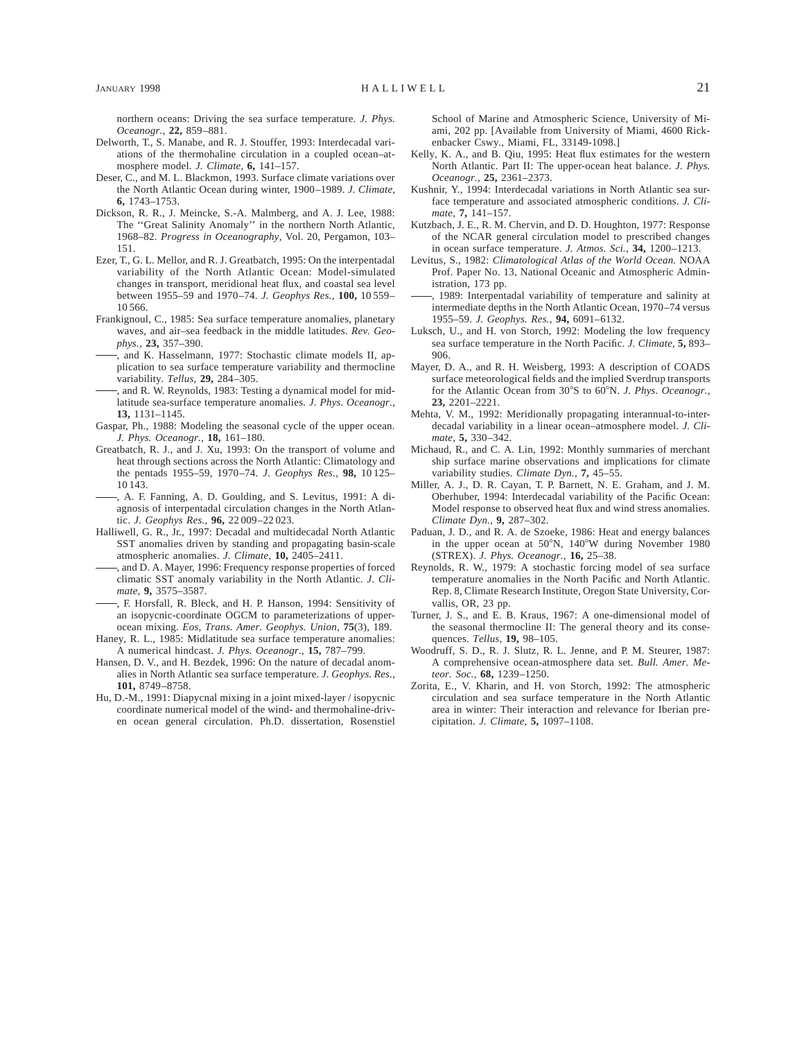northern oceans: Driving the sea surface temperature. *J. Phys. Oceanogr.,* **22,** 859–881.

Delworth, T., S. Manabe, and R. J. Stouffer, 1993: Interdecadal variations of the thermohaline circulation in a coupled ocean–atmosphere model. *J. Climate,* **6,** 141–157.

Deser, C., and M. L. Blackmon, 1993. Surface climate variations over the North Atlantic Ocean during winter, 1900–1989. *J. Climate,* **6,** 1743–1753.

Dickson, R. R., J. Meincke, S.-A. Malmberg, and A. J. Lee, 1988: The ''Great Salinity Anomaly'' in the northern North Atlantic, 1968–82. *Progress in Oceanography,* Vol. 20, Pergamon, 103–151.

Ezer, T., G. L. Mellor, and R. J. Greatbatch, 1995: On the interpentadal variability of the North Atlantic Ocean: Model-simulated changes in transport, meridional heat flux, and coastal sea level between 1955–59 and 1970–74. *J. Geophys Res.,* **100,** 10 559–10 566.

Frankignoul, C., 1985: Sea surface temperature anomalies, planetary waves, and air–sea feedback in the middle latitudes. *Rev. Geophys.,* **23,** 357–390.

——, and K. Hasselmann, 1977: Stochastic climate models II, application to sea surface temperature variability and thermocline variability. *Tellus,* **29,** 284–305.

——, and R. W. Reynolds, 1983: Testing a dynamical model for midlatitude sea-surface temperature anomalies. *J. Phys. Oceanogr.,* **13,** 1131–1145.

Gaspar, Ph., 1988: Modeling the seasonal cycle of the upper ocean. *J. Phys. Oceanogr.,* **18,** 161–180.

Greatbatch, R. J., and J. Xu, 1993: On the transport of volume and heat through sections across the North Atlantic: Climatology and the pentads 1955–59, 1970–74. *J. Geophys Res.,* **98,** 10 125–10 143.

——, A. F. Fanning, A. D. Goulding, and S. Levitus, 1991: A diagnosis of interpentadal circulation changes in the North Atlantic. *J. Geophys Res.,* **96,** 22 009–22 023.

Halliwell, G. R., Jr., 1997: Decadal and multidecadal North Atlantic SST anomalies driven by standing and propagating basin-scale atmospheric anomalies. *J. Climate,* **10,** 2405–2411.

——, and D. A. Mayer, 1996: Frequency response properties of forced climatic SST anomaly variability in the North Atlantic. *J. Climate,* **9,** 3575–3587.

——, F. Horsfall, R. Bleck, and H. P. Hanson, 1994: Sensitivity of an isopycnic-coordinate OGCM to parameterizations of upper-ocean mixing. *Eos, Trans. Amer. Geophys. Union,* **75**(3), 189.

Haney, R. L., 1985: Midlatitude sea surface temperature anomalies: A numerical hindcast. *J. Phys. Oceanogr.,* **15,** 787–799.

Hansen, D. V., and H. Bezdek, 1996: On the nature of decadal anomalies in North Atlantic sea surface temperature. *J. Geophys. Res.,* **101,** 8749–8758.

Hu, D.-M., 1991: Diapycnal mixing in a joint mixed-layer / isopycnic coordinate numerical model of the wind- and thermohaline-driven ocean general circulation. Ph.D. dissertation, Rosenstiel School of Marine and Atmospheric Science, University of Miami, 202 pp. [Available from University of Miami, 4600 Rickenbacker Cswy., Miami, FL, 33149-1098.]

Kelly, K. A., and B. Qiu, 1995: Heat flux estimates for the western North Atlantic. Part II: The upper-ocean heat balance. *J. Phys. Oceanogr.,* **25,** 2361–2373.

Kushnir, Y., 1994: Interdecadal variations in North Atlantic sea surface temperature and associated atmospheric conditions. *J. Climate,* **7,** 141–157.

Kutzbach, J. E., R. M. Chervin, and D. D. Houghton, 1977: Response of the NCAR general circulation model to prescribed changes in ocean surface temperature. *J. Atmos. Sci.,* **34,** 1200–1213.

Levitus, S., 1982: *Climatological Atlas of the World Ocean.* NOAA Prof. Paper No. 13, National Oceanic and Atmospheric Administration, 173 pp.

——, 1989: Interpentadal variability of temperature and salinity at intermediate depths in the North Atlantic Ocean, 1970–74 versus 1955–59. *J. Geophys. Res.,* **94,** 6091–6132.

Luksch, U., and H. von Storch, 1992: Modeling the low frequency sea surface temperature in the North Pacific. *J. Climate,* **5,** 893–906.

Mayer, D. A., and R. H. Weisberg, 1993: A description of COADS surface meteorological fields and the implied Sverdrup transports for the Atlantic Ocean from 30°S to 60°N. *J. Phys. Oceanogr.,* **23,** 2201–2221.

Mehta, V. M., 1992: Meridionally propagating interannual-to-interdecadal variability in a linear ocean–atmosphere model. *J. Climate,* **5,** 330–342.

Michaud, R., and C. A. Lin, 1992: Monthly summaries of merchant ship surface marine observations and implications for climate variability studies. *Climate Dyn.,* **7,** 45–55.

Miller, A. J., D. R. Cayan, T. P. Barnett, N. E. Graham, and J. M. Oberhuber, 1994: Interdecadal variability of the Pacific Ocean: Model response to observed heat flux and wind stress anomalies. *Climate Dyn.,* **9,** 287–302.

Paduan, J. D., and R. A. de Szoeke, 1986: Heat and energy balances in the upper ocean at 50°N, 140°W during November 1980 (STREX). *J. Phys. Oceanogr.,* **16,** 25–38.

Reynolds, R. W., 1979: A stochastic forcing model of sea surface temperature anomalies in the North Pacific and North Atlantic. Rep. 8, Climate Research Institute, Oregon State University, Corvallis, OR, 23 pp.

Turner, J. S., and E. B. Kraus, 1967: A one-dimensional model of the seasonal thermocline II: The general theory and its consequences. *Tellus,* **19,** 98–105.

Woodruff, S. D., R. J. Slutz, R. L. Jenne, and P. M. Steurer, 1987: A comprehensive ocean-atmosphere data set. *Bull. Amer. Meteor. Soc.,* **68,** 1239–1250.

Zorita, E., V. Kharin, and H. von Storch, 1992: The atmospheric circulation and sea surface temperature in the North Atlantic area in winter: Their interaction and relevance for Iberian precipitation. *J. Climate,* **5,** 1097–1108.